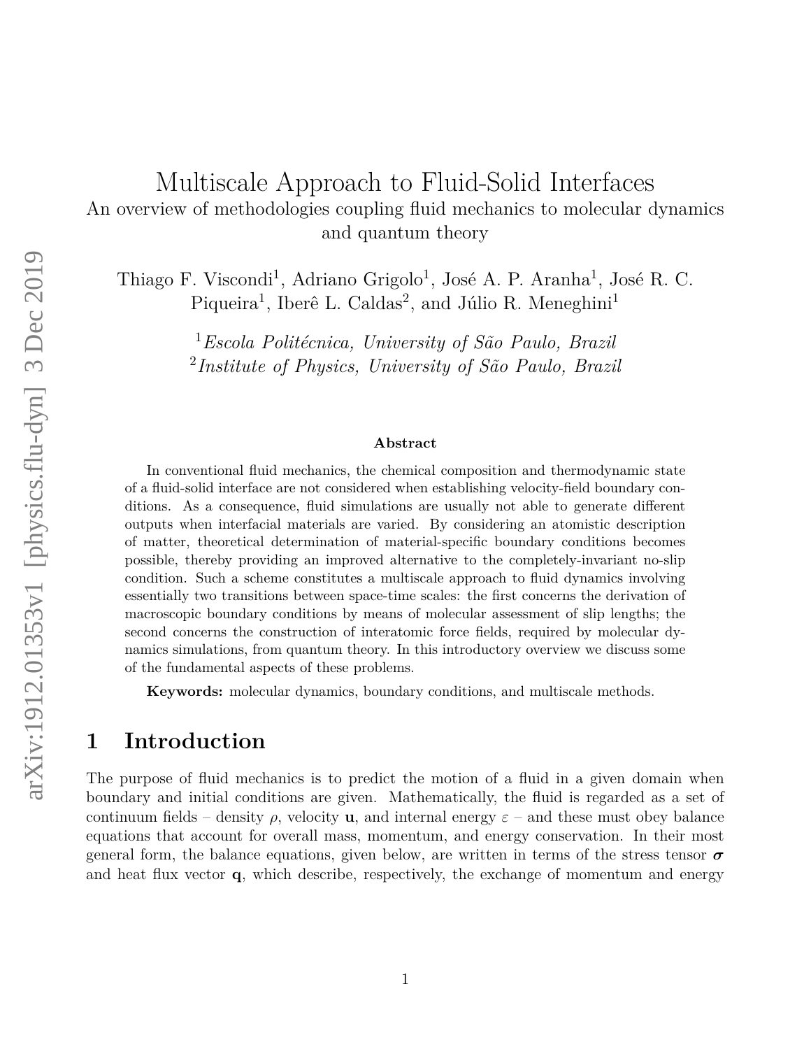# Multiscale Approach to Fluid-Solid Interfaces

An overview of methodologies coupling fluid mechanics to molecular dynamics and quantum theory

Thiago F. Viscondi[1], Adriano Grigolo[1], José A. P. Aranha[1], José R. C. Piqueira[1], Iberê L. Caldas[2], and Júlio R. Meneghini[1]

[1]*Escola Politécnica, University of São Paulo, Brazil*
[2]*Institute of Physics, University of São Paulo, Brazil*

**Abstract**

In conventional fluid mechanics, the chemical composition and thermodynamic state of a fluid-solid interface are not considered when establishing velocity-field boundary conditions. As a consequence, fluid simulations are usually not able to generate different outputs when interfacial materials are varied. By considering an atomistic description of matter, theoretical determination of material-specific boundary conditions becomes possible, thereby providing an improved alternative to the completely-invariant no-slip condition. Such a scheme constitutes a multiscale approach to fluid dynamics involving essentially two transitions between space-time scales: the first concerns the derivation of macroscopic boundary conditions by means of molecular assessment of slip lengths; the second concerns the construction of interatomic force fields, required by molecular dynamics simulations, from quantum theory. In this introductory overview we discuss some of the fundamental aspects of these problems.

**Keywords:** molecular dynamics, boundary conditions, and multiscale methods.

## 1 Introduction

The purpose of fluid mechanics is to predict the motion of a fluid in a given domain when boundary and initial conditions are given. Mathematically, the fluid is regarded as a set of continuum fields – density $\rho$, velocity $\mathbf{u}$, and internal energy $\varepsilon$ – and these must obey balance equations that account for overall mass, momentum, and energy conservation. In their most general form, the balance equations, given below, are written in terms of the stress tensor $\boldsymbol{\sigma}$ and heat flux vector $\mathbf{q}$, which describe, respectively, the exchange of momentum and energy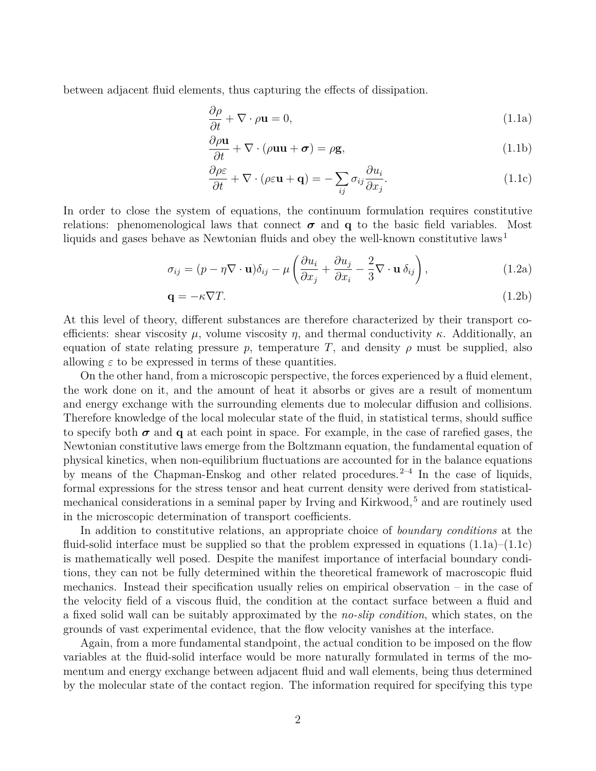between adjacent fluid elements, thus capturing the effects of dissipation.

$$\frac{\partial \rho}{\partial t} + \nabla \cdot \rho \mathbf{u} = 0, \tag{1.1a}$$

$$\frac{\partial \rho \mathbf{u}}{\partial t} + \nabla \cdot (\rho \mathbf{u}\mathbf{u} + \boldsymbol{\sigma}) = \rho \mathbf{g}, \tag{1.1b}$$

$$\frac{\partial \rho \varepsilon}{\partial t} + \nabla \cdot (\rho \varepsilon \mathbf{u} + \mathbf{q}) = -\sum_{ij} \sigma_{ij} \frac{\partial u_i}{\partial x_j}. \tag{1.1c}$$

In order to close the system of equations, the continuum formulation requires constitutive relations: phenomenological laws that connect $\boldsymbol{\sigma}$ and $\mathbf{q}$ to the basic field variables. Most liquids and gases behave as Newtonian fluids and obey the well-known constitutive laws[1]

$$\sigma_{ij} = (p - \eta \nabla \cdot \mathbf{u})\delta_{ij} - \mu \left( \frac{\partial u_i}{\partial x_j} + \frac{\partial u_j}{\partial x_i} - \frac{2}{3} \nabla \cdot \mathbf{u}\, \delta_{ij} \right), \tag{1.2a}$$

$$\mathbf{q} = -\kappa \nabla T. \tag{1.2b}$$

At this level of theory, different substances are therefore characterized by their transport coefficients: shear viscosity $\mu$, volume viscosity $\eta$, and thermal conductivity $\kappa$. Additionally, an equation of state relating pressure $p$, temperature $T$, and density $\rho$ must be supplied, also allowing $\varepsilon$ to be expressed in terms of these quantities.

On the other hand, from a microscopic perspective, the forces experienced by a fluid element, the work done on it, and the amount of heat it absorbs or gives are a result of momentum and energy exchange with the surrounding elements due to molecular diffusion and collisions. Therefore knowledge of the local molecular state of the fluid, in statistical terms, should suffice to specify both $\boldsymbol{\sigma}$ and $\mathbf{q}$ at each point in space. For example, in the case of rarefied gases, the Newtonian constitutive laws emerge from the Boltzmann equation, the fundamental equation of physical kinetics, when non-equilibrium fluctuations are accounted for in the balance equations by means of the Chapman-Enskog and other related procedures.[2–4] In the case of liquids, formal expressions for the stress tensor and heat current density were derived from statistical-mechanical considerations in a seminal paper by Irving and Kirkwood,[5] and are routinely used in the microscopic determination of transport coefficients.

In addition to constitutive relations, an appropriate choice of *boundary conditions* at the fluid-solid interface must be supplied so that the problem expressed in equations (1.1a)–(1.1c) is mathematically well posed. Despite the manifest importance of interfacial boundary conditions, they can not be fully determined within the theoretical framework of macroscopic fluid mechanics. Instead their specification usually relies on empirical observation – in the case of the velocity field of a viscous fluid, the condition at the contact surface between a fluid and a fixed solid wall can be suitably approximated by the *no-slip condition*, which states, on the grounds of vast experimental evidence, that the flow velocity vanishes at the interface.

Again, from a more fundamental standpoint, the actual condition to be imposed on the flow variables at the fluid-solid interface would be more naturally formulated in terms of the momentum and energy exchange between adjacent fluid and wall elements, being thus determined by the molecular state of the contact region. The information required for specifying this type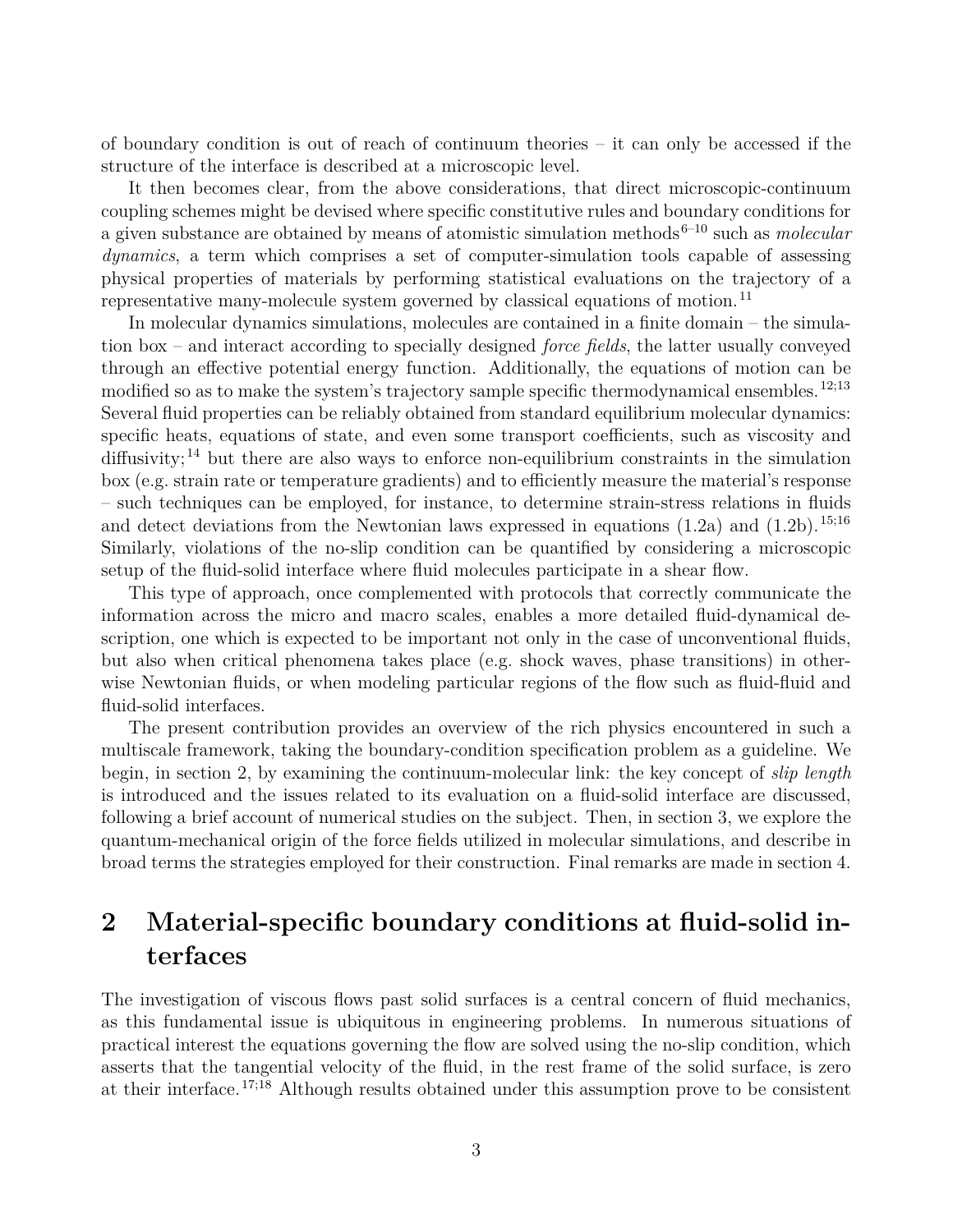of boundary condition is out of reach of continuum theories – it can only be accessed if the structure of the interface is described at a microscopic level.

It then becomes clear, from the above considerations, that direct microscopic-continuum coupling schemes might be devised where specific constitutive rules and boundary conditions for a given substance are obtained by means of atomistic simulation methods[6–10] such as *molecular dynamics*, a term which comprises a set of computer-simulation tools capable of assessing physical properties of materials by performing statistical evaluations on the trajectory of a representative many-molecule system governed by classical equations of motion.[11]

In molecular dynamics simulations, molecules are contained in a finite domain – the simulation box – and interact according to specially designed *force fields*, the latter usually conveyed through an effective potential energy function. Additionally, the equations of motion can be modified so as to make the system's trajectory sample specific thermodynamical ensembles.[12;13] Several fluid properties can be reliably obtained from standard equilibrium molecular dynamics: specific heats, equations of state, and even some transport coefficients, such as viscosity and diffusivity;[14] but there are also ways to enforce non-equilibrium constraints in the simulation box (e.g. strain rate or temperature gradients) and to efficiently measure the material's response – such techniques can be employed, for instance, to determine strain-stress relations in fluids and detect deviations from the Newtonian laws expressed in equations (1.2a) and (1.2b).[15;16] Similarly, violations of the no-slip condition can be quantified by considering a microscopic setup of the fluid-solid interface where fluid molecules participate in a shear flow.

This type of approach, once complemented with protocols that correctly communicate the information across the micro and macro scales, enables a more detailed fluid-dynamical description, one which is expected to be important not only in the case of unconventional fluids, but also when critical phenomena takes place (e.g. shock waves, phase transitions) in otherwise Newtonian fluids, or when modeling particular regions of the flow such as fluid-fluid and fluid-solid interfaces.

The present contribution provides an overview of the rich physics encountered in such a multiscale framework, taking the boundary-condition specification problem as a guideline. We begin, in section 2, by examining the continuum-molecular link: the key concept of *slip length* is introduced and the issues related to its evaluation on a fluid-solid interface are discussed, following a brief account of numerical studies on the subject. Then, in section 3, we explore the quantum-mechanical origin of the force fields utilized in molecular simulations, and describe in broad terms the strategies employed for their construction. Final remarks are made in section 4.

## 2 Material-specific boundary conditions at fluid-solid interfaces

The investigation of viscous flows past solid surfaces is a central concern of fluid mechanics, as this fundamental issue is ubiquitous in engineering problems. In numerous situations of practical interest the equations governing the flow are solved using the no-slip condition, which asserts that the tangential velocity of the fluid, in the rest frame of the solid surface, is zero at their interface.[17;18] Although results obtained under this assumption prove to be consistent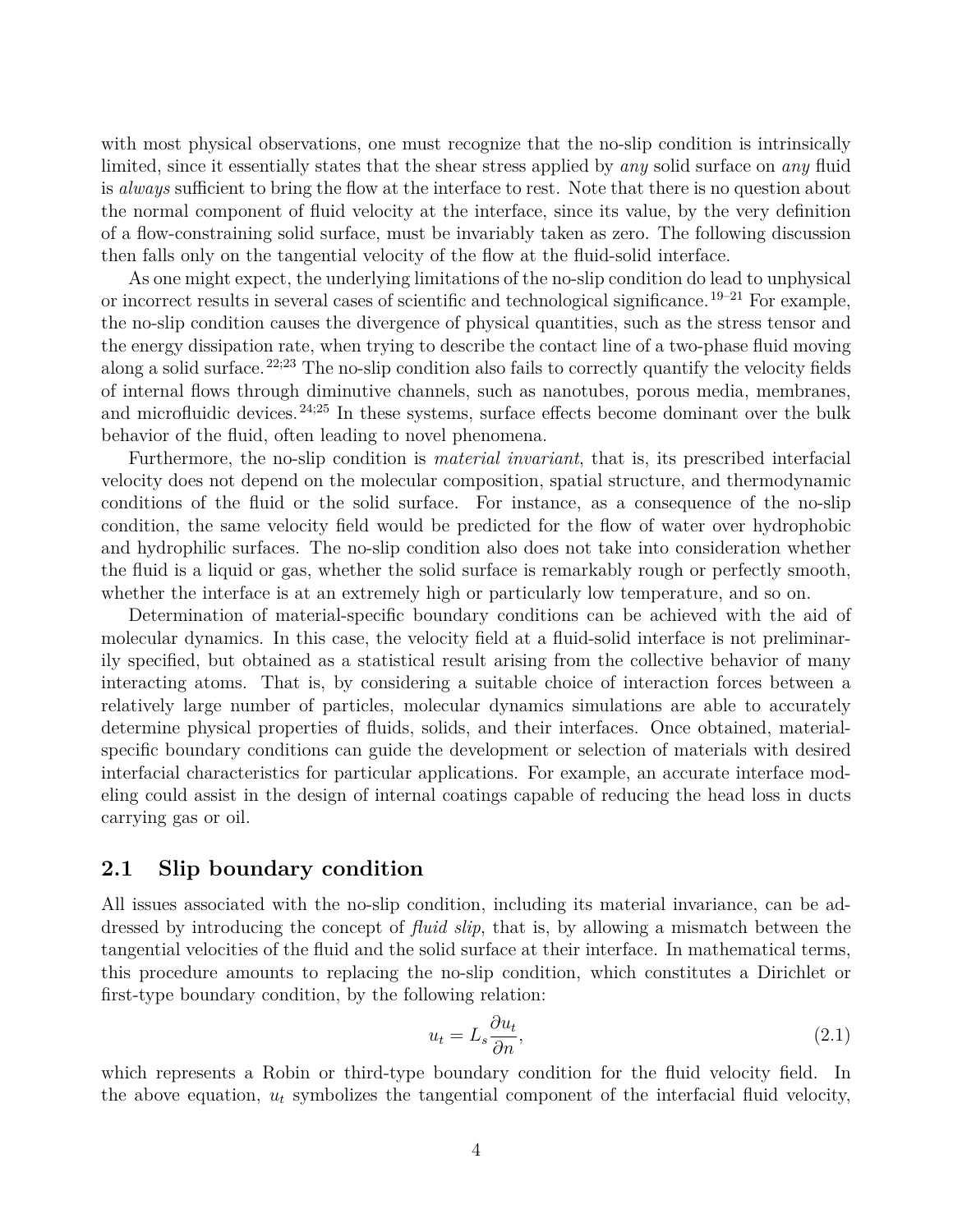with most physical observations, one must recognize that the no-slip condition is intrinsically limited, since it essentially states that the shear stress applied by *any* solid surface on *any* fluid is *always* sufficient to bring the flow at the interface to rest. Note that there is no question about the normal component of fluid velocity at the interface, since its value, by the very definition of a flow-constraining solid surface, must be invariably taken as zero. The following discussion then falls only on the tangential velocity of the flow at the fluid-solid interface.

As one might expect, the underlying limitations of the no-slip condition do lead to unphysical or incorrect results in several cases of scientific and technological significance.[19–21] For example, the no-slip condition causes the divergence of physical quantities, such as the stress tensor and the energy dissipation rate, when trying to describe the contact line of a two-phase fluid moving along a solid surface.[22;23] The no-slip condition also fails to correctly quantify the velocity fields of internal flows through diminutive channels, such as nanotubes, porous media, membranes, and microfluidic devices.[24;25] In these systems, surface effects become dominant over the bulk behavior of the fluid, often leading to novel phenomena.

Furthermore, the no-slip condition is *material invariant*, that is, its prescribed interfacial velocity does not depend on the molecular composition, spatial structure, and thermodynamic conditions of the fluid or the solid surface. For instance, as a consequence of the no-slip condition, the same velocity field would be predicted for the flow of water over hydrophobic and hydrophilic surfaces. The no-slip condition also does not take into consideration whether the fluid is a liquid or gas, whether the solid surface is remarkably rough or perfectly smooth, whether the interface is at an extremely high or particularly low temperature, and so on.

Determination of material-specific boundary conditions can be achieved with the aid of molecular dynamics. In this case, the velocity field at a fluid-solid interface is not preliminarily specified, but obtained as a statistical result arising from the collective behavior of many interacting atoms. That is, by considering a suitable choice of interaction forces between a relatively large number of particles, molecular dynamics simulations are able to accurately determine physical properties of fluids, solids, and their interfaces. Once obtained, material-specific boundary conditions can guide the development or selection of materials with desired interfacial characteristics for particular applications. For example, an accurate interface modeling could assist in the design of internal coatings capable of reducing the head loss in ducts carrying gas or oil.

## 2.1 Slip boundary condition

All issues associated with the no-slip condition, including its material invariance, can be addressed by introducing the concept of *fluid slip*, that is, by allowing a mismatch between the tangential velocities of the fluid and the solid surface at their interface. In mathematical terms, this procedure amounts to replacing the no-slip condition, which constitutes a Dirichlet or first-type boundary condition, by the following relation:

$$u_t = L_s \frac{\partial u_t}{\partial n}, \tag{2.1}$$

which represents a Robin or third-type boundary condition for the fluid velocity field. In the above equation, $u_t$ symbolizes the tangential component of the interfacial fluid velocity,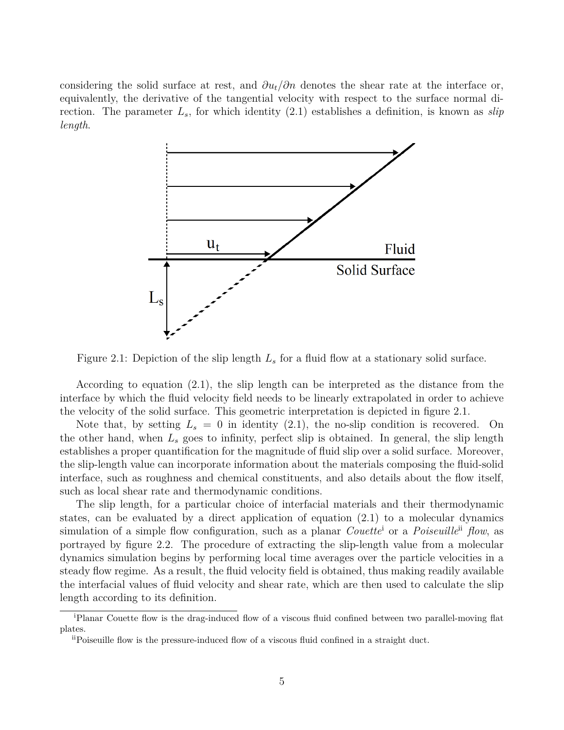considering the solid surface at rest, and $\partial u_t/\partial n$ denotes the shear rate at the interface or, equivalently, the derivative of the tangential velocity with respect to the surface normal direction. The parameter $L_s$, for which identity (2.1) establishes a definition, is known as *slip length*.

Figure 2.1: Depiction of the slip length $L_s$ for a fluid flow at a stationary solid surface.

According to equation (2.1), the slip length can be interpreted as the distance from the interface by which the fluid velocity field needs to be linearly extrapolated in order to achieve the velocity of the solid surface. This geometric interpretation is depicted in figure 2.1.

Note that, by setting $L_s = 0$ in identity (2.1), the no-slip condition is recovered. On the other hand, when $L_s$ goes to infinity, perfect slip is obtained. In general, the slip length establishes a proper quantification for the magnitude of fluid slip over a solid surface. Moreover, the slip-length value can incorporate information about the materials composing the fluid-solid interface, such as roughness and chemical constituents, and also details about the flow itself, such as local shear rate and thermodynamic conditions.

The slip length, for a particular choice of interfacial materials and their thermodynamic states, can be evaluated by a direct application of equation (2.1) to a molecular dynamics simulation of a simple flow configuration, such as a planar *Couette*[i] or a *Poiseuille*[ii] *flow*, as portrayed by figure 2.2. The procedure of extracting the slip-length value from a molecular dynamics simulation begins by performing local time averages over the particle velocities in a steady flow regime. As a result, the fluid velocity field is obtained, thus making readily available the interfacial values of fluid velocity and shear rate, which are then used to calculate the slip length according to its definition.

[i] Planar Couette flow is the drag-induced flow of a viscous fluid confined between two parallel-moving flat plates.

[ii] Poiseuille flow is the pressure-induced flow of a viscous fluid confined in a straight duct.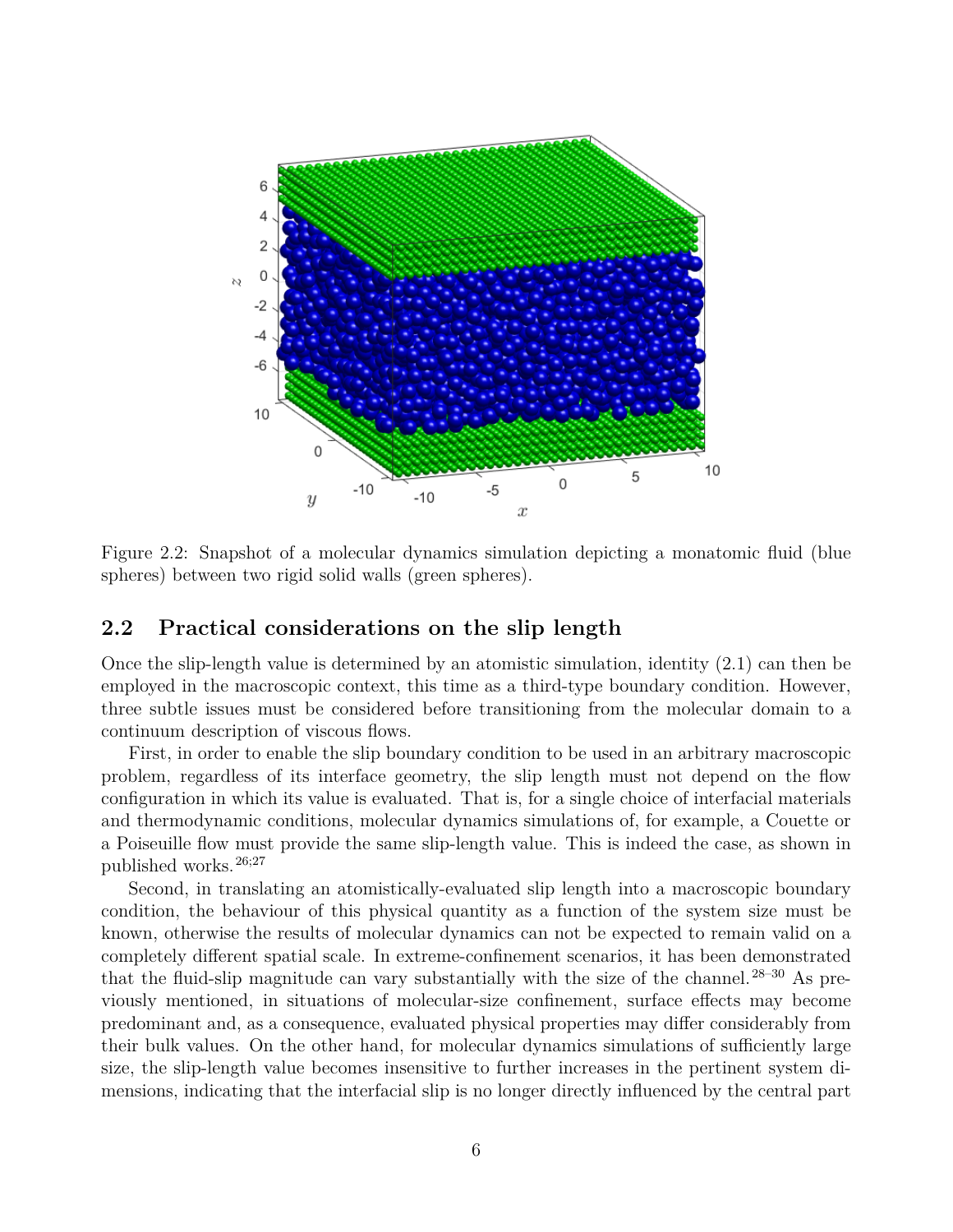Figure 2.2: Snapshot of a molecular dynamics simulation depicting a monatomic fluid (blue spheres) between two rigid solid walls (green spheres).

## 2.2 Practical considerations on the slip length

Once the slip-length value is determined by an atomistic simulation, identity (2.1) can then be employed in the macroscopic context, this time as a third-type boundary condition. However, three subtle issues must be considered before transitioning from the molecular domain to a continuum description of viscous flows.

First, in order to enable the slip boundary condition to be used in an arbitrary macroscopic problem, regardless of its interface geometry, the slip length must not depend on the flow configuration in which its value is evaluated. That is, for a single choice of interfacial materials and thermodynamic conditions, molecular dynamics simulations of, for example, a Couette or a Poiseuille flow must provide the same slip-length value. This is indeed the case, as shown in published works.[26;27]

Second, in translating an atomistically-evaluated slip length into a macroscopic boundary condition, the behaviour of this physical quantity as a function of the system size must be known, otherwise the results of molecular dynamics can not be expected to remain valid on a completely different spatial scale. In extreme-confinement scenarios, it has been demonstrated that the fluid-slip magnitude can vary substantially with the size of the channel.[28–30] As previously mentioned, in situations of molecular-size confinement, surface effects may become predominant and, as a consequence, evaluated physical properties may differ considerably from their bulk values. On the other hand, for molecular dynamics simulations of sufficiently large size, the slip-length value becomes insensitive to further increases in the pertinent system dimensions, indicating that the interfacial slip is no longer directly influenced by the central part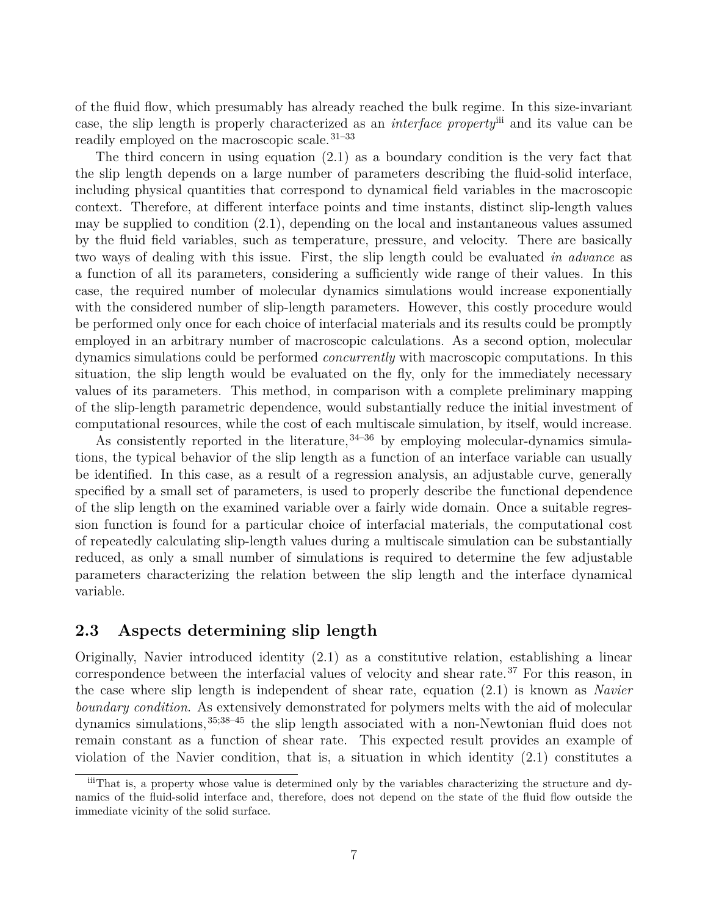of the fluid flow, which presumably has already reached the bulk regime. In this size-invariant case, the slip length is properly characterized as an *interface property*[iii] and its value can be readily employed on the macroscopic scale.[31–33]

The third concern in using equation (2.1) as a boundary condition is the very fact that the slip length depends on a large number of parameters describing the fluid-solid interface, including physical quantities that correspond to dynamical field variables in the macroscopic context. Therefore, at different interface points and time instants, distinct slip-length values may be supplied to condition (2.1), depending on the local and instantaneous values assumed by the fluid field variables, such as temperature, pressure, and velocity. There are basically two ways of dealing with this issue. First, the slip length could be evaluated *in advance* as a function of all its parameters, considering a sufficiently wide range of their values. In this case, the required number of molecular dynamics simulations would increase exponentially with the considered number of slip-length parameters. However, this costly procedure would be performed only once for each choice of interfacial materials and its results could be promptly employed in an arbitrary number of macroscopic calculations. As a second option, molecular dynamics simulations could be performed *concurrently* with macroscopic computations. In this situation, the slip length would be evaluated on the fly, only for the immediately necessary values of its parameters. This method, in comparison with a complete preliminary mapping of the slip-length parametric dependence, would substantially reduce the initial investment of computational resources, while the cost of each multiscale simulation, by itself, would increase.

As consistently reported in the literature,[34–36] by employing molecular-dynamics simulations, the typical behavior of the slip length as a function of an interface variable can usually be identified. In this case, as a result of a regression analysis, an adjustable curve, generally specified by a small set of parameters, is used to properly describe the functional dependence of the slip length on the examined variable over a fairly wide domain. Once a suitable regression function is found for a particular choice of interfacial materials, the computational cost of repeatedly calculating slip-length values during a multiscale simulation can be substantially reduced, as only a small number of simulations is required to determine the few adjustable parameters characterizing the relation between the slip length and the interface dynamical variable.

## 2.3 Aspects determining slip length

Originally, Navier introduced identity (2.1) as a constitutive relation, establishing a linear correspondence between the interfacial values of velocity and shear rate.[37] For this reason, in the case where slip length is independent of shear rate, equation (2.1) is known as *Navier boundary condition*. As extensively demonstrated for polymers melts with the aid of molecular dynamics simulations,[35;38–45] the slip length associated with a non-Newtonian fluid does not remain constant as a function of shear rate. This expected result provides an example of violation of the Navier condition, that is, a situation in which identity (2.1) constitutes a

[iii] That is, a property whose value is determined only by the variables characterizing the structure and dynamics of the fluid-solid interface and, therefore, does not depend on the state of the fluid flow outside the immediate vicinity of the solid surface.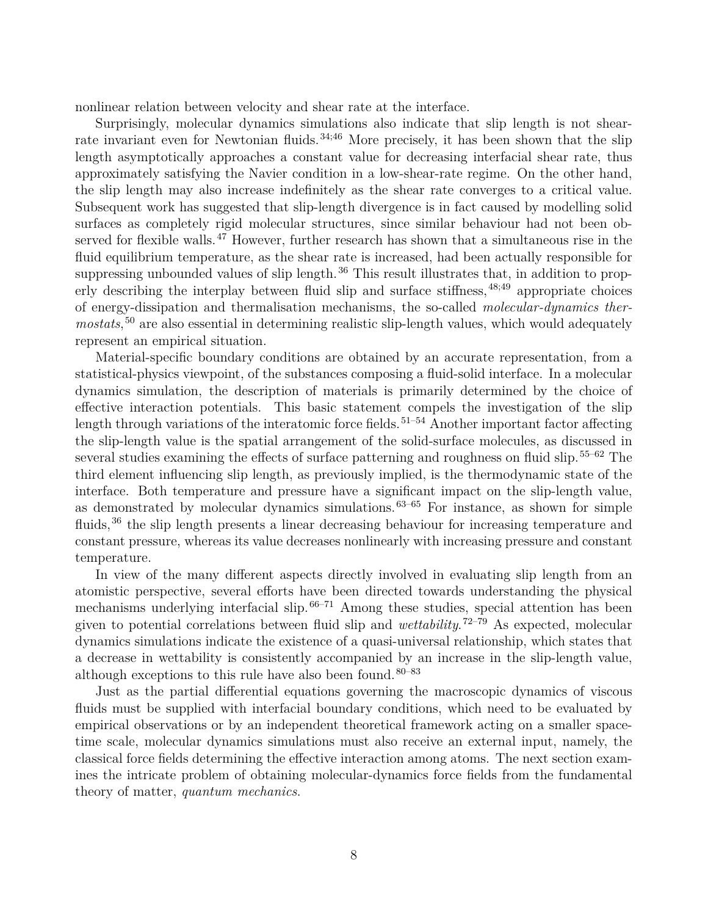nonlinear relation between velocity and shear rate at the interface.

Surprisingly, molecular dynamics simulations also indicate that slip length is not shear-rate invariant even for Newtonian fluids.[34;46] More precisely, it has been shown that the slip length asymptotically approaches a constant value for decreasing interfacial shear rate, thus approximately satisfying the Navier condition in a low-shear-rate regime. On the other hand, the slip length may also increase indefinitely as the shear rate converges to a critical value. Subsequent work has suggested that slip-length divergence is in fact caused by modelling solid surfaces as completely rigid molecular structures, since similar behaviour had not been observed for flexible walls.[47] However, further research has shown that a simultaneous rise in the fluid equilibrium temperature, as the shear rate is increased, had been actually responsible for suppressing unbounded values of slip length.[36] This result illustrates that, in addition to properly describing the interplay between fluid slip and surface stiffness,[48;49] appropriate choices of energy-dissipation and thermalisation mechanisms, the so-called *molecular-dynamics thermostats*,[50] are also essential in determining realistic slip-length values, which would adequately represent an empirical situation.

Material-specific boundary conditions are obtained by an accurate representation, from a statistical-physics viewpoint, of the substances composing a fluid-solid interface. In a molecular dynamics simulation, the description of materials is primarily determined by the choice of effective interaction potentials. This basic statement compels the investigation of the slip length through variations of the interatomic force fields.[51–54] Another important factor affecting the slip-length value is the spatial arrangement of the solid-surface molecules, as discussed in several studies examining the effects of surface patterning and roughness on fluid slip.[55–62] The third element influencing slip length, as previously implied, is the thermodynamic state of the interface. Both temperature and pressure have a significant impact on the slip-length value, as demonstrated by molecular dynamics simulations.[63–65] For instance, as shown for simple fluids,[36] the slip length presents a linear decreasing behaviour for increasing temperature and constant pressure, whereas its value decreases nonlinearly with increasing pressure and constant temperature.

In view of the many different aspects directly involved in evaluating slip length from an atomistic perspective, several efforts have been directed towards understanding the physical mechanisms underlying interfacial slip.[66–71] Among these studies, special attention has been given to potential correlations between fluid slip and *wettability*.[72–79] As expected, molecular dynamics simulations indicate the existence of a quasi-universal relationship, which states that a decrease in wettability is consistently accompanied by an increase in the slip-length value, although exceptions to this rule have also been found.[80–83]

Just as the partial differential equations governing the macroscopic dynamics of viscous fluids must be supplied with interfacial boundary conditions, which need to be evaluated by empirical observations or by an independent theoretical framework acting on a smaller space-time scale, molecular dynamics simulations must also receive an external input, namely, the classical force fields determining the effective interaction among atoms. The next section examines the intricate problem of obtaining molecular-dynamics force fields from the fundamental theory of matter, *quantum mechanics*.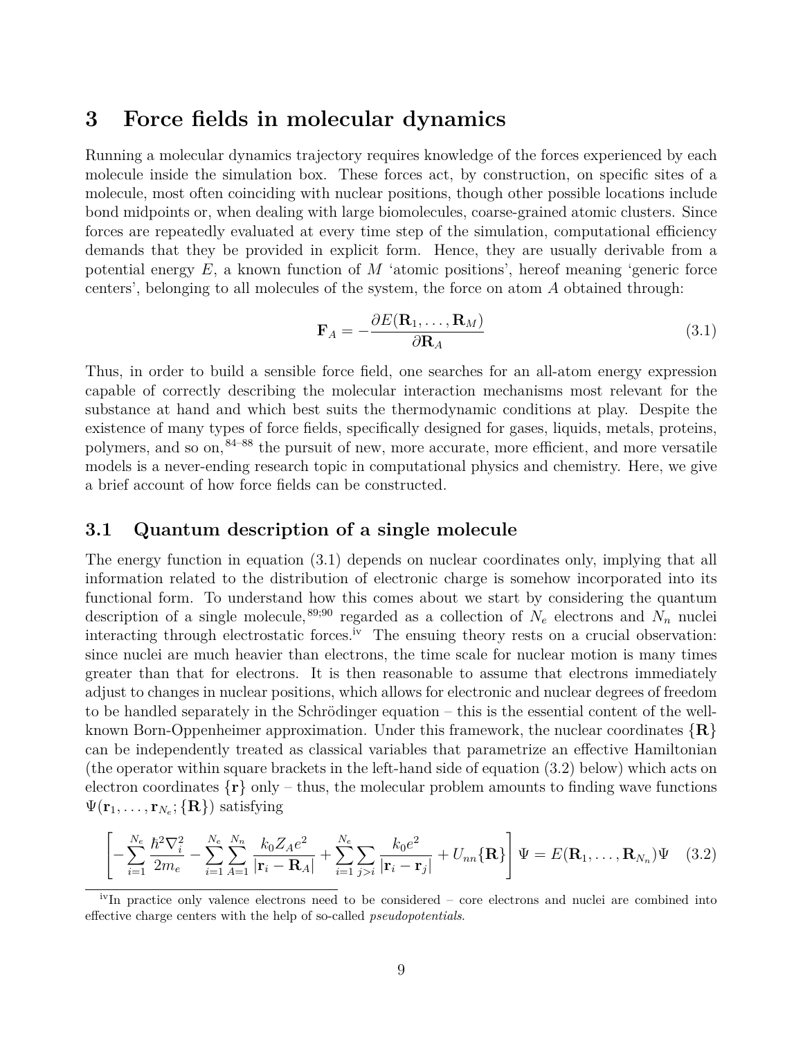# 3 Force fields in molecular dynamics

Running a molecular dynamics trajectory requires knowledge of the forces experienced by each molecule inside the simulation box. These forces act, by construction, on specific sites of a molecule, most often coinciding with nuclear positions, though other possible locations include bond midpoints or, when dealing with large biomolecules, coarse-grained atomic clusters. Since forces are repeatedly evaluated at every time step of the simulation, computational efficiency demands that they be provided in explicit form. Hence, they are usually derivable from a potential energy $E$, a known function of $M$ 'atomic positions', hereof meaning 'generic force centers', belonging to all molecules of the system, the force on atom $A$ obtained through:

$$\mathbf{F}_A = -\frac{\partial E(\mathbf{R}_1, \ldots, \mathbf{R}_M)}{\partial \mathbf{R}_A} \tag{3.1}$$

Thus, in order to build a sensible force field, one searches for an all-atom energy expression capable of correctly describing the molecular interaction mechanisms most relevant for the substance at hand and which best suits the thermodynamic conditions at play. Despite the existence of many types of force fields, specifically designed for gases, liquids, metals, proteins, polymers, and so on,[84–88] the pursuit of new, more accurate, more efficient, and more versatile models is a never-ending research topic in computational physics and chemistry. Here, we give a brief account of how force fields can be constructed.

## 3.1 Quantum description of a single molecule

The energy function in equation (3.1) depends on nuclear coordinates only, implying that all information related to the distribution of electronic charge is somehow incorporated into its functional form. To understand how this comes about we start by considering the quantum description of a single molecule,[89;90] regarded as a collection of $N_e$ electrons and $N_n$ nuclei interacting through electrostatic forces.[iv] The ensuing theory rests on a crucial observation: since nuclei are much heavier than electrons, the time scale for nuclear motion is many times greater than that for electrons. It is then reasonable to assume that electrons immediately adjust to changes in nuclear positions, which allows for electronic and nuclear degrees of freedom to be handled separately in the Schrödinger equation – this is the essential content of the well-known Born-Oppenheimer approximation. Under this framework, the nuclear coordinates $\{\mathbf{R}\}$ can be independently treated as classical variables that parametrize an effective Hamiltonian (the operator within square brackets in the left-hand side of equation (3.2) below) which acts on electron coordinates $\{\mathbf{r}\}$ only – thus, the molecular problem amounts to finding wave functions $\Psi(\mathbf{r}_1, \ldots, \mathbf{r}_{N_e}; \{\mathbf{R}\})$ satisfying

$$\left[ -\sum_{i=1}^{N_e} \frac{\hbar^2 \nabla_i^2}{2m_e} - \sum_{i=1}^{N_e} \sum_{A=1}^{N_n} \frac{k_0 Z_A e^2}{|\mathbf{r}_i - \mathbf{R}_A|} + \sum_{i=1}^{N_e} \sum_{j>i} \frac{k_0 e^2}{|\mathbf{r}_i - \mathbf{r}_j|} + U_{nn}\{\mathbf{R}\} \right] \Psi = E(\mathbf{R}_1, \ldots, \mathbf{R}_{N_n}) \Psi \tag{3.2}$$

[iv] In practice only valence electrons need to be considered – core electrons and nuclei are combined into effective charge centers with the help of so-called *pseudopotentials*.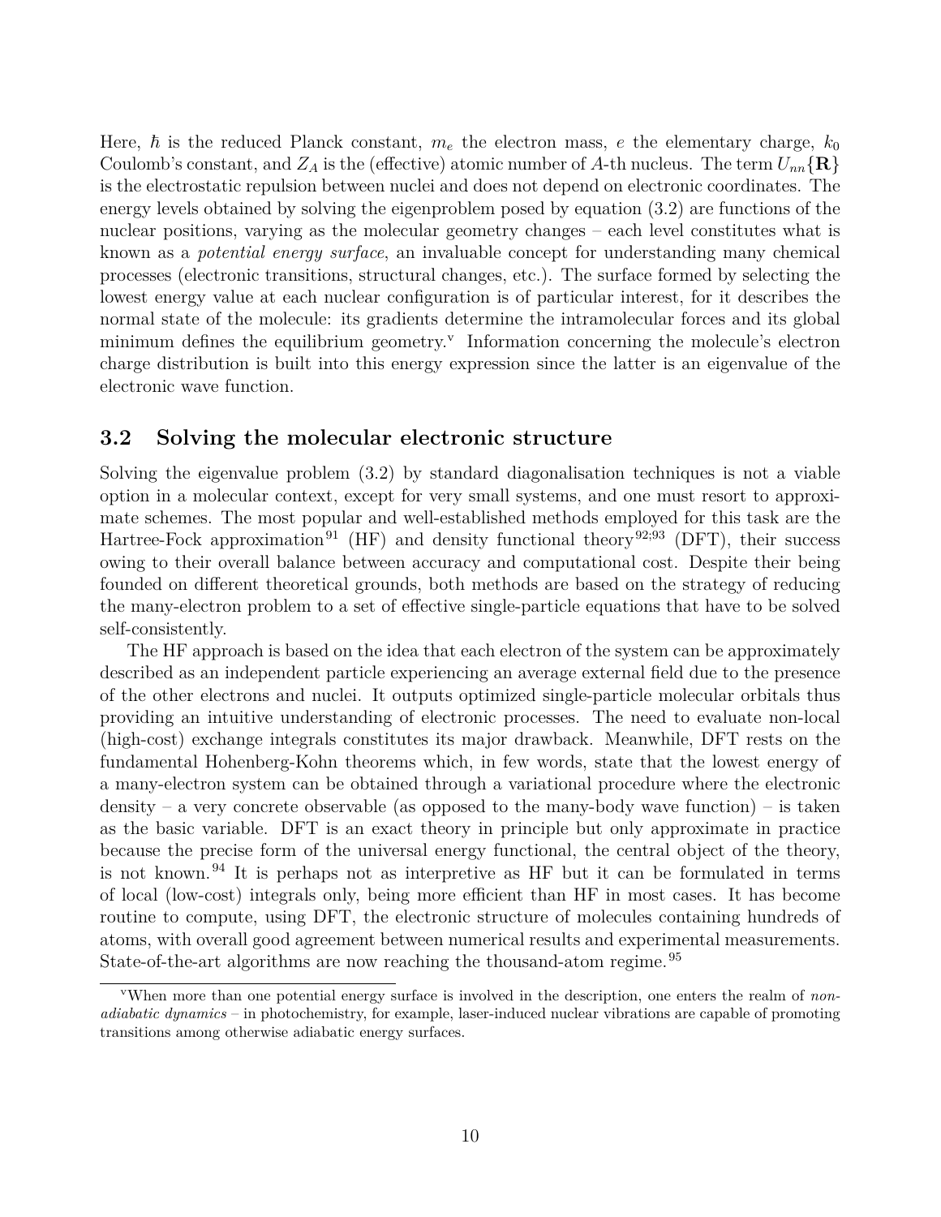Here, $\hbar$ is the reduced Planck constant, $m_e$ the electron mass, $e$ the elementary charge, $k_0$ Coulomb's constant, and $Z_A$ is the (effective) atomic number of $A$-th nucleus. The term $U_{nn}\{\mathbf{R}\}$ is the electrostatic repulsion between nuclei and does not depend on electronic coordinates. The energy levels obtained by solving the eigenproblem posed by equation (3.2) are functions of the nuclear positions, varying as the molecular geometry changes – each level constitutes what is known as a *potential energy surface*, an invaluable concept for understanding many chemical processes (electronic transitions, structural changes, etc.). The surface formed by selecting the lowest energy value at each nuclear configuration is of particular interest, for it describes the normal state of the molecule: its gradients determine the intramolecular forces and its global minimum defines the equilibrium geometry.[v] Information concerning the molecule's electron charge distribution is built into this energy expression since the latter is an eigenvalue of the electronic wave function.

## 3.2 Solving the molecular electronic structure

Solving the eigenvalue problem (3.2) by standard diagonalisation techniques is not a viable option in a molecular context, except for very small systems, and one must resort to approximate schemes. The most popular and well-established methods employed for this task are the Hartree-Fock approximation[91] (HF) and density functional theory[92;93] (DFT), their success owing to their overall balance between accuracy and computational cost. Despite their being founded on different theoretical grounds, both methods are based on the strategy of reducing the many-electron problem to a set of effective single-particle equations that have to be solved self-consistently.

The HF approach is based on the idea that each electron of the system can be approximately described as an independent particle experiencing an average external field due to the presence of the other electrons and nuclei. It outputs optimized single-particle molecular orbitals thus providing an intuitive understanding of electronic processes. The need to evaluate non-local (high-cost) exchange integrals constitutes its major drawback. Meanwhile, DFT rests on the fundamental Hohenberg-Kohn theorems which, in few words, state that the lowest energy of a many-electron system can be obtained through a variational procedure where the electronic density – a very concrete observable (as opposed to the many-body wave function) – is taken as the basic variable. DFT is an exact theory in principle but only approximate in practice because the precise form of the universal energy functional, the central object of the theory, is not known.[94] It is perhaps not as interpretive as HF but it can be formulated in terms of local (low-cost) integrals only, being more efficient than HF in most cases. It has become routine to compute, using DFT, the electronic structure of molecules containing hundreds of atoms, with overall good agreement between numerical results and experimental measurements. State-of-the-art algorithms are now reaching the thousand-atom regime.[95]

[v] When more than one potential energy surface is involved in the description, one enters the realm of *non-adiabatic dynamics* – in photochemistry, for example, laser-induced nuclear vibrations are capable of promoting transitions among otherwise adiabatic energy surfaces.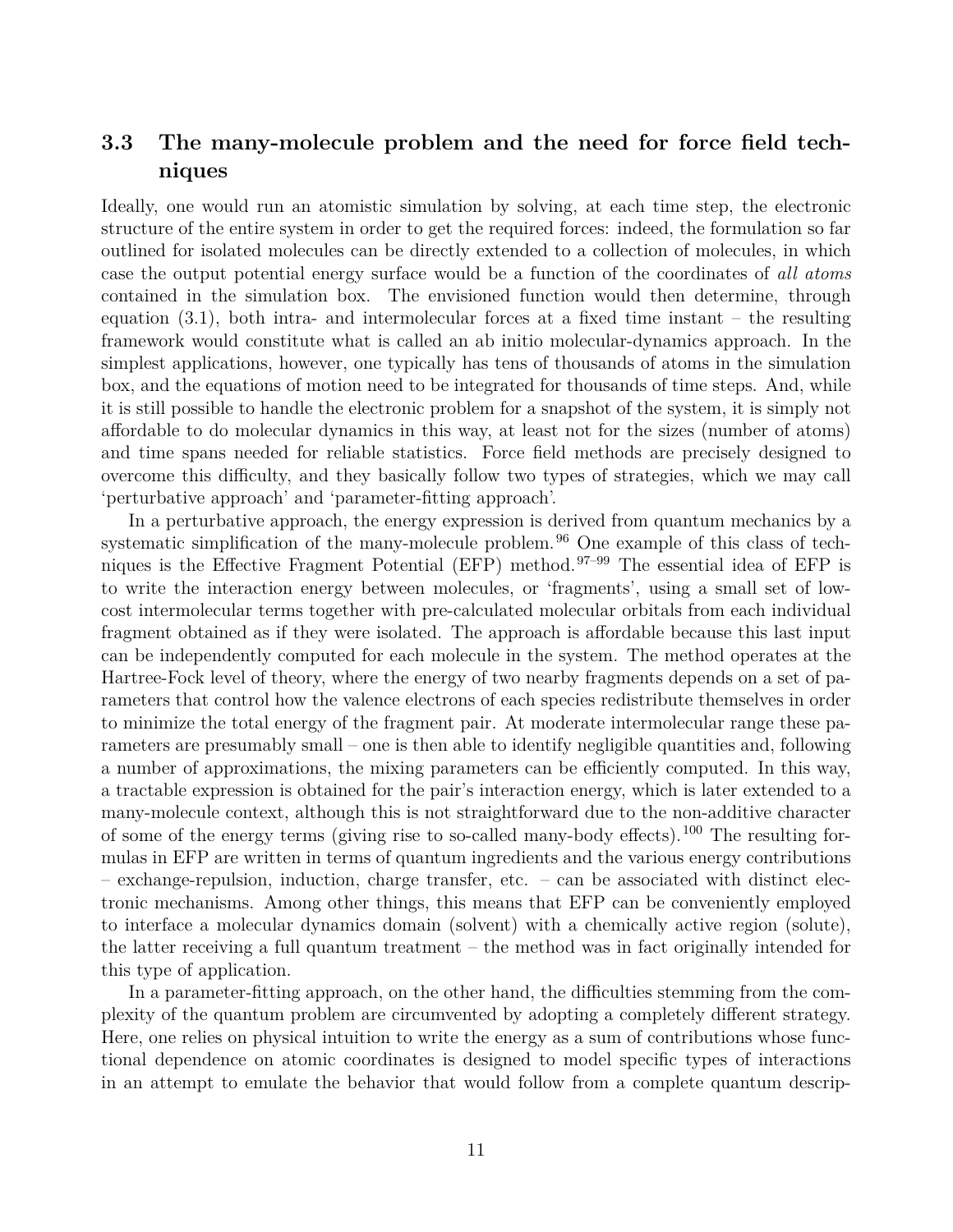## 3.3 The many-molecule problem and the need for force field techniques

Ideally, one would run an atomistic simulation by solving, at each time step, the electronic structure of the entire system in order to get the required forces: indeed, the formulation so far outlined for isolated molecules can be directly extended to a collection of molecules, in which case the output potential energy surface would be a function of the coordinates of *all atoms* contained in the simulation box. The envisioned function would then determine, through equation (3.1), both intra- and intermolecular forces at a fixed time instant – the resulting framework would constitute what is called an ab initio molecular-dynamics approach. In the simplest applications, however, one typically has tens of thousands of atoms in the simulation box, and the equations of motion need to be integrated for thousands of time steps. And, while it is still possible to handle the electronic problem for a snapshot of the system, it is simply not affordable to do molecular dynamics in this way, at least not for the sizes (number of atoms) and time spans needed for reliable statistics. Force field methods are precisely designed to overcome this difficulty, and they basically follow two types of strategies, which we may call 'perturbative approach' and 'parameter-fitting approach'.

In a perturbative approach, the energy expression is derived from quantum mechanics by a systematic simplification of the many-molecule problem.[96] One example of this class of techniques is the Effective Fragment Potential (EFP) method.[97–99] The essential idea of EFP is to write the interaction energy between molecules, or 'fragments', using a small set of low-cost intermolecular terms together with pre-calculated molecular orbitals from each individual fragment obtained as if they were isolated. The approach is affordable because this last input can be independently computed for each molecule in the system. The method operates at the Hartree-Fock level of theory, where the energy of two nearby fragments depends on a set of parameters that control how the valence electrons of each species redistribute themselves in order to minimize the total energy of the fragment pair. At moderate intermolecular range these parameters are presumably small – one is then able to identify negligible quantities and, following a number of approximations, the mixing parameters can be efficiently computed. In this way, a tractable expression is obtained for the pair's interaction energy, which is later extended to a many-molecule context, although this is not straightforward due to the non-additive character of some of the energy terms (giving rise to so-called many-body effects).[100] The resulting formulas in EFP are written in terms of quantum ingredients and the various energy contributions – exchange-repulsion, induction, charge transfer, etc. – can be associated with distinct electronic mechanisms. Among other things, this means that EFP can be conveniently employed to interface a molecular dynamics domain (solvent) with a chemically active region (solute), the latter receiving a full quantum treatment – the method was in fact originally intended for this type of application.

In a parameter-fitting approach, on the other hand, the difficulties stemming from the complexity of the quantum problem are circumvented by adopting a completely different strategy. Here, one relies on physical intuition to write the energy as a sum of contributions whose functional dependence on atomic coordinates is designed to model specific types of interactions in an attempt to emulate the behavior that would follow from a complete quantum descrip-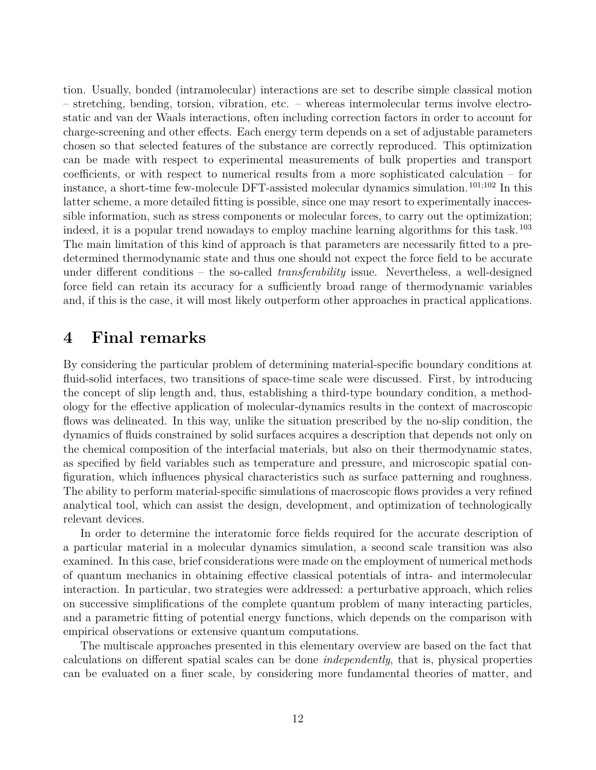tion. Usually, bonded (intramolecular) interactions are set to describe simple classical motion – stretching, bending, torsion, vibration, etc. – whereas intermolecular terms involve electrostatic and van der Waals interactions, often including correction factors in order to account for charge-screening and other effects. Each energy term depends on a set of adjustable parameters chosen so that selected features of the substance are correctly reproduced. This optimization can be made with respect to experimental measurements of bulk properties and transport coefficients, or with respect to numerical results from a more sophisticated calculation – for instance, a short-time few-molecule DFT-assisted molecular dynamics simulation.[101;102] In this latter scheme, a more detailed fitting is possible, since one may resort to experimentally inaccessible information, such as stress components or molecular forces, to carry out the optimization; indeed, it is a popular trend nowadays to employ machine learning algorithms for this task.[103] The main limitation of this kind of approach is that parameters are necessarily fitted to a predetermined thermodynamic state and thus one should not expect the force field to be accurate under different conditions – the so-called *transferability* issue. Nevertheless, a well-designed force field can retain its accuracy for a sufficiently broad range of thermodynamic variables and, if this is the case, it will most likely outperform other approaches in practical applications.

# 4 Final remarks

By considering the particular problem of determining material-specific boundary conditions at fluid-solid interfaces, two transitions of space-time scale were discussed. First, by introducing the concept of slip length and, thus, establishing a third-type boundary condition, a methodology for the effective application of molecular-dynamics results in the context of macroscopic flows was delineated. In this way, unlike the situation prescribed by the no-slip condition, the dynamics of fluids constrained by solid surfaces acquires a description that depends not only on the chemical composition of the interfacial materials, but also on their thermodynamic states, as specified by field variables such as temperature and pressure, and microscopic spatial configuration, which influences physical characteristics such as surface patterning and roughness. The ability to perform material-specific simulations of macroscopic flows provides a very refined analytical tool, which can assist the design, development, and optimization of technologically relevant devices.

In order to determine the interatomic force fields required for the accurate description of a particular material in a molecular dynamics simulation, a second scale transition was also examined. In this case, brief considerations were made on the employment of numerical methods of quantum mechanics in obtaining effective classical potentials of intra- and intermolecular interaction. In particular, two strategies were addressed: a perturbative approach, which relies on successive simplifications of the complete quantum problem of many interacting particles, and a parametric fitting of potential energy functions, which depends on the comparison with empirical observations or extensive quantum computations.

The multiscale approaches presented in this elementary overview are based on the fact that calculations on different spatial scales can be done *independently*, that is, physical properties can be evaluated on a finer scale, by considering more fundamental theories of matter, and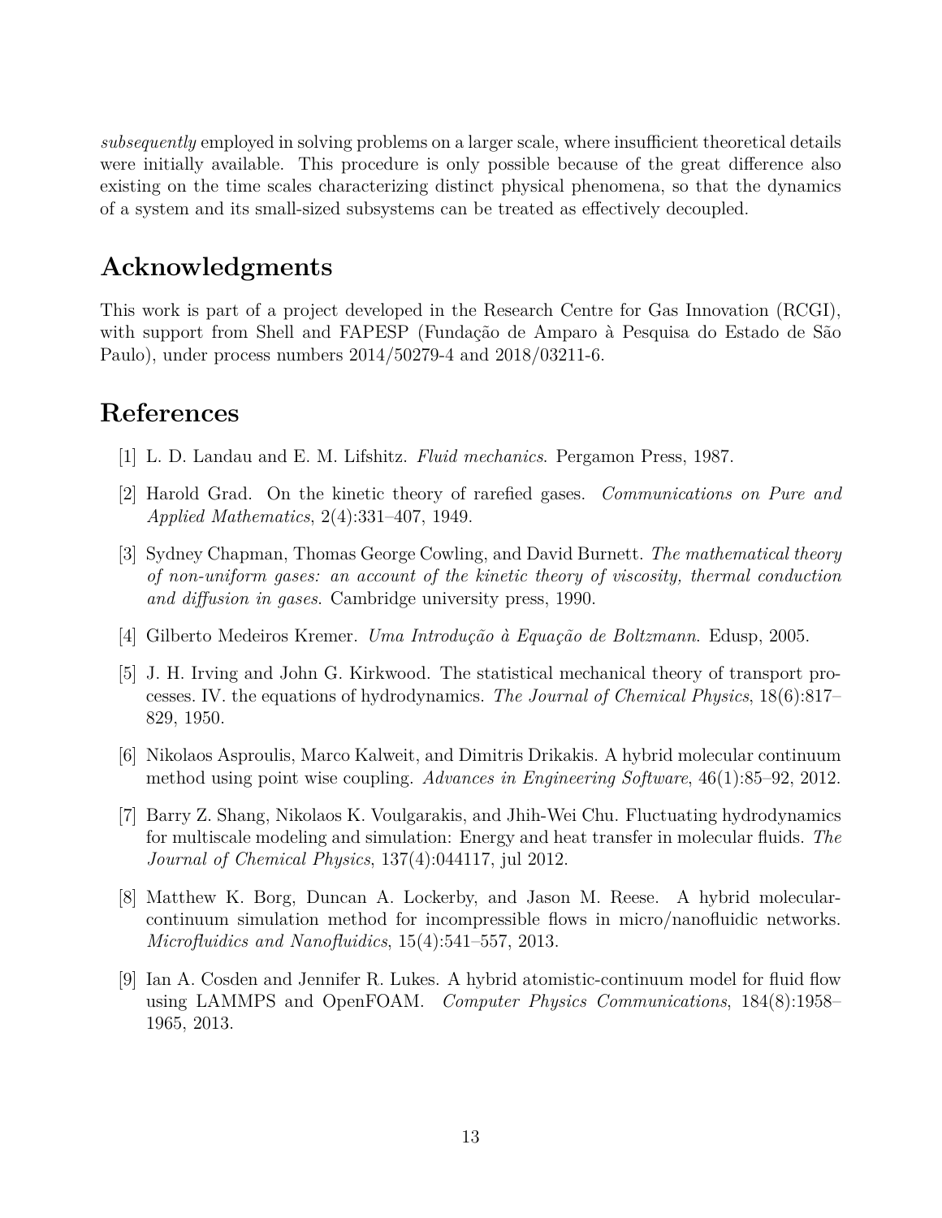*subsequently* employed in solving problems on a larger scale, where insufficient theoretical details were initially available. This procedure is only possible because of the great difference also existing on the time scales characterizing distinct physical phenomena, so that the dynamics of a system and its small-sized subsystems can be treated as effectively decoupled.

## Acknowledgments

This work is part of a project developed in the Research Centre for Gas Innovation (RCGI), with support from Shell and FAPESP (Fundação de Amparo à Pesquisa do Estado de São Paulo), under process numbers 2014/50279-4 and 2018/03211-6.

## References

[1] L. D. Landau and E. M. Lifshitz. *Fluid mechanics*. Pergamon Press, 1987.

[2] Harold Grad. On the kinetic theory of rarefied gases. *Communications on Pure and Applied Mathematics*, 2(4):331–407, 1949.

[3] Sydney Chapman, Thomas George Cowling, and David Burnett. *The mathematical theory of non-uniform gases: an account of the kinetic theory of viscosity, thermal conduction and diffusion in gases*. Cambridge university press, 1990.

[4] Gilberto Medeiros Kremer. *Uma Introdução à Equação de Boltzmann*. Edusp, 2005.

[5] J. H. Irving and John G. Kirkwood. The statistical mechanical theory of transport processes. IV. the equations of hydrodynamics. *The Journal of Chemical Physics*, 18(6):817–829, 1950.

[6] Nikolaos Asproulis, Marco Kalweit, and Dimitris Drikakis. A hybrid molecular continuum method using point wise coupling. *Advances in Engineering Software*, 46(1):85–92, 2012.

[7] Barry Z. Shang, Nikolaos K. Voulgarakis, and Jhih-Wei Chu. Fluctuating hydrodynamics for multiscale modeling and simulation: Energy and heat transfer in molecular fluids. *The Journal of Chemical Physics*, 137(4):044117, jul 2012.

[8] Matthew K. Borg, Duncan A. Lockerby, and Jason M. Reese. A hybrid molecular-continuum simulation method for incompressible flows in micro/nanofluidic networks. *Microfluidics and Nanofluidics*, 15(4):541–557, 2013.

[9] Ian A. Cosden and Jennifer R. Lukes. A hybrid atomistic-continuum model for fluid flow using LAMMPS and OpenFOAM. *Computer Physics Communications*, 184(8):1958–1965, 2013.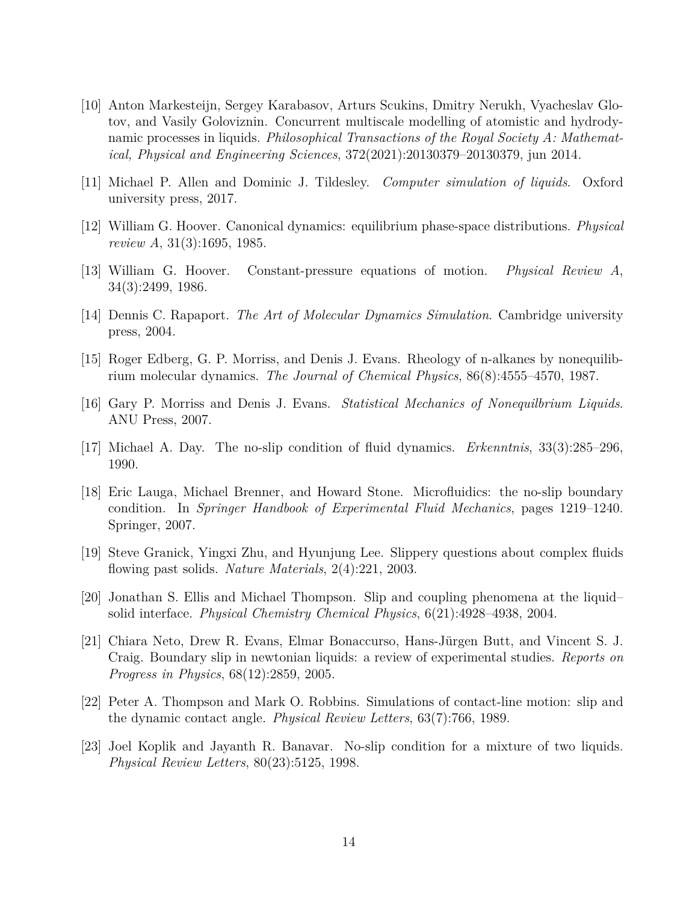[10] Anton Markesteijn, Sergey Karabasov, Arturs Scukins, Dmitry Nerukh, Vyacheslav Glotov, and Vasily Goloviznin. Concurrent multiscale modelling of atomistic and hydrodynamic processes in liquids. *Philosophical Transactions of the Royal Society A: Mathematical, Physical and Engineering Sciences*, 372(2021):20130379–20130379, jun 2014.

[11] Michael P. Allen and Dominic J. Tildesley. *Computer simulation of liquids*. Oxford university press, 2017.

[12] William G. Hoover. Canonical dynamics: equilibrium phase-space distributions. *Physical review A*, 31(3):1695, 1985.

[13] William G. Hoover. Constant-pressure equations of motion. *Physical Review A*, 34(3):2499, 1986.

[14] Dennis C. Rapaport. *The Art of Molecular Dynamics Simulation*. Cambridge university press, 2004.

[15] Roger Edberg, G. P. Morriss, and Denis J. Evans. Rheology of n-alkanes by nonequilibrium molecular dynamics. *The Journal of Chemical Physics*, 86(8):4555–4570, 1987.

[16] Gary P. Morriss and Denis J. Evans. *Statistical Mechanics of Nonequilbrium Liquids*. ANU Press, 2007.

[17] Michael A. Day. The no-slip condition of fluid dynamics. *Erkenntnis*, 33(3):285–296, 1990.

[18] Eric Lauga, Michael Brenner, and Howard Stone. Microfluidics: the no-slip boundary condition. In *Springer Handbook of Experimental Fluid Mechanics*, pages 1219–1240. Springer, 2007.

[19] Steve Granick, Yingxi Zhu, and Hyunjung Lee. Slippery questions about complex fluids flowing past solids. *Nature Materials*, 2(4):221, 2003.

[20] Jonathan S. Ellis and Michael Thompson. Slip and coupling phenomena at the liquid–solid interface. *Physical Chemistry Chemical Physics*, 6(21):4928–4938, 2004.

[21] Chiara Neto, Drew R. Evans, Elmar Bonaccurso, Hans-Jürgen Butt, and Vincent S. J. Craig. Boundary slip in newtonian liquids: a review of experimental studies. *Reports on Progress in Physics*, 68(12):2859, 2005.

[22] Peter A. Thompson and Mark O. Robbins. Simulations of contact-line motion: slip and the dynamic contact angle. *Physical Review Letters*, 63(7):766, 1989.

[23] Joel Koplik and Jayanth R. Banavar. No-slip condition for a mixture of two liquids. *Physical Review Letters*, 80(23):5125, 1998.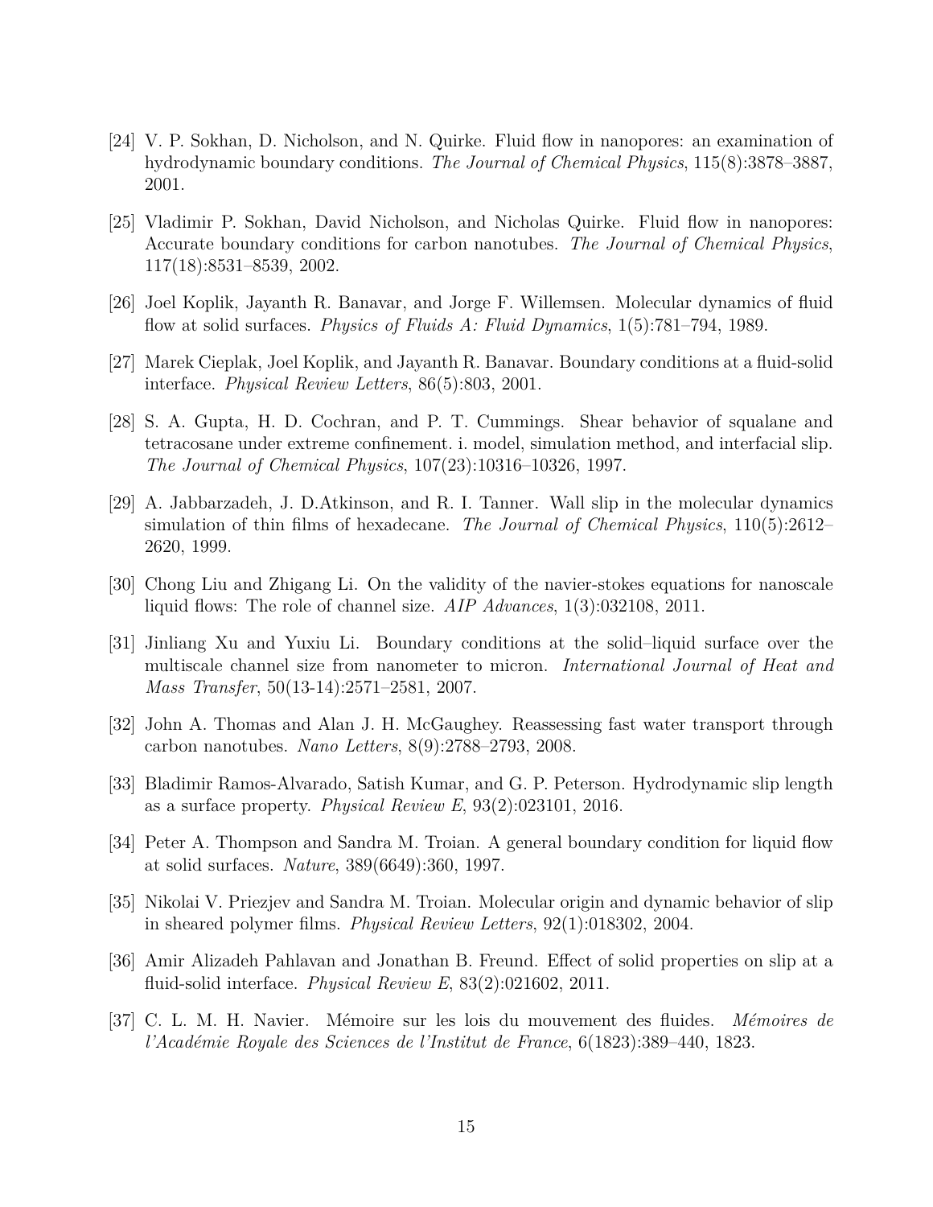[24] V. P. Sokhan, D. Nicholson, and N. Quirke. Fluid flow in nanopores: an examination of hydrodynamic boundary conditions. *The Journal of Chemical Physics*, 115(8):3878–3887, 2001.

[25] Vladimir P. Sokhan, David Nicholson, and Nicholas Quirke. Fluid flow in nanopores: Accurate boundary conditions for carbon nanotubes. *The Journal of Chemical Physics*, 117(18):8531–8539, 2002.

[26] Joel Koplik, Jayanth R. Banavar, and Jorge F. Willemsen. Molecular dynamics of fluid flow at solid surfaces. *Physics of Fluids A: Fluid Dynamics*, 1(5):781–794, 1989.

[27] Marek Cieplak, Joel Koplik, and Jayanth R. Banavar. Boundary conditions at a fluid-solid interface. *Physical Review Letters*, 86(5):803, 2001.

[28] S. A. Gupta, H. D. Cochran, and P. T. Cummings. Shear behavior of squalane and tetracosane under extreme confinement. i. model, simulation method, and interfacial slip. *The Journal of Chemical Physics*, 107(23):10316–10326, 1997.

[29] A. Jabbarzadeh, J. D.Atkinson, and R. I. Tanner. Wall slip in the molecular dynamics simulation of thin films of hexadecane. *The Journal of Chemical Physics*, 110(5):2612–2620, 1999.

[30] Chong Liu and Zhigang Li. On the validity of the navier-stokes equations for nanoscale liquid flows: The role of channel size. *AIP Advances*, 1(3):032108, 2011.

[31] Jinliang Xu and Yuxiu Li. Boundary conditions at the solid–liquid surface over the multiscale channel size from nanometer to micron. *International Journal of Heat and Mass Transfer*, 50(13-14):2571–2581, 2007.

[32] John A. Thomas and Alan J. H. McGaughey. Reassessing fast water transport through carbon nanotubes. *Nano Letters*, 8(9):2788–2793, 2008.

[33] Bladimir Ramos-Alvarado, Satish Kumar, and G. P. Peterson. Hydrodynamic slip length as a surface property. *Physical Review E*, 93(2):023101, 2016.

[34] Peter A. Thompson and Sandra M. Troian. A general boundary condition for liquid flow at solid surfaces. *Nature*, 389(6649):360, 1997.

[35] Nikolai V. Priezjev and Sandra M. Troian. Molecular origin and dynamic behavior of slip in sheared polymer films. *Physical Review Letters*, 92(1):018302, 2004.

[36] Amir Alizadeh Pahlavan and Jonathan B. Freund. Effect of solid properties on slip at a fluid-solid interface. *Physical Review E*, 83(2):021602, 2011.

[37] C. L. M. H. Navier. Mémoire sur les lois du mouvement des fluides. *Mémoires de l'Académie Royale des Sciences de l'Institut de France*, 6(1823):389–440, 1823.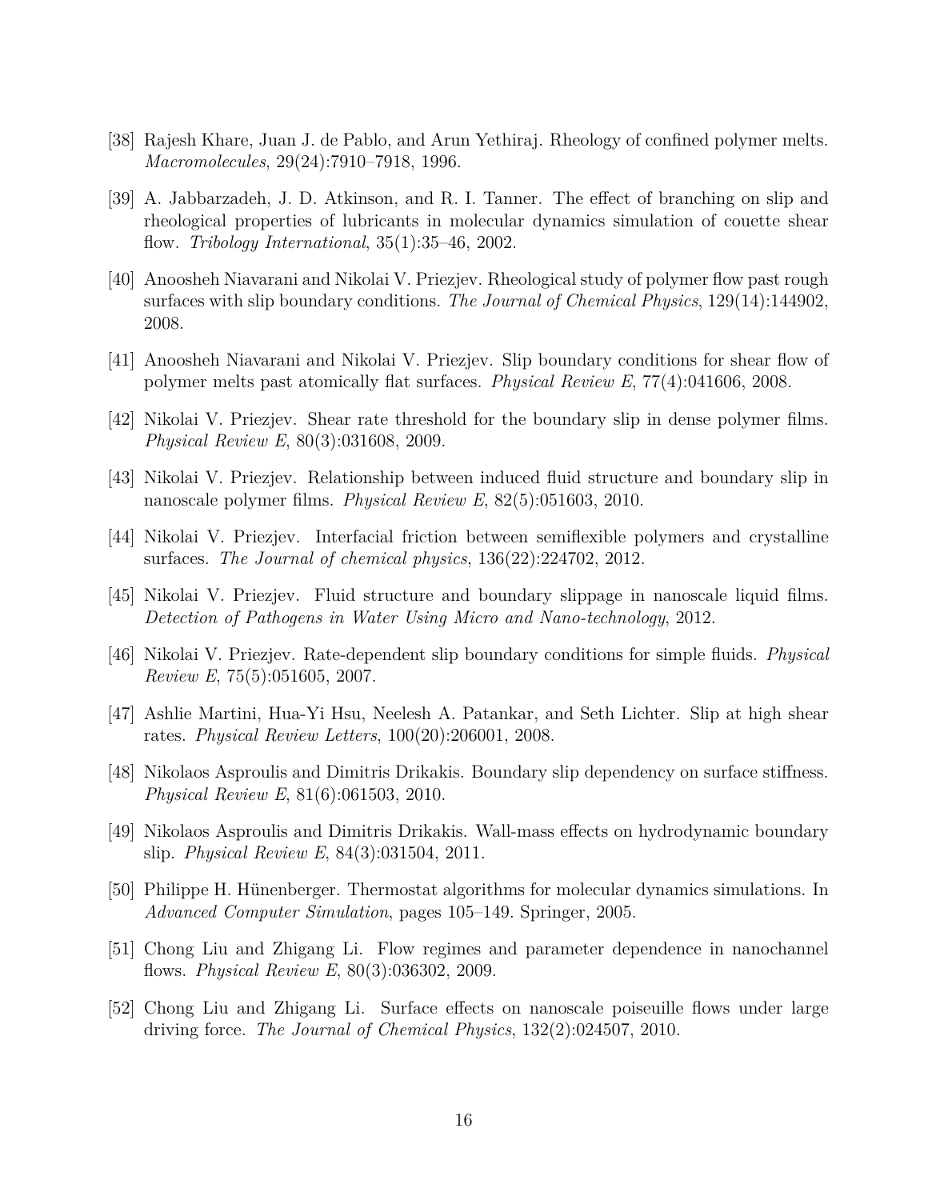[38] Rajesh Khare, Juan J. de Pablo, and Arun Yethiraj. Rheology of confined polymer melts. *Macromolecules*, 29(24):7910–7918, 1996.

[39] A. Jabbarzadeh, J. D. Atkinson, and R. I. Tanner. The effect of branching on slip and rheological properties of lubricants in molecular dynamics simulation of couette shear flow. *Tribology International*, 35(1):35–46, 2002.

[40] Anoosheh Niavarani and Nikolai V. Priezjev. Rheological study of polymer flow past rough surfaces with slip boundary conditions. *The Journal of Chemical Physics*, 129(14):144902, 2008.

[41] Anoosheh Niavarani and Nikolai V. Priezjev. Slip boundary conditions for shear flow of polymer melts past atomically flat surfaces. *Physical Review E*, 77(4):041606, 2008.

[42] Nikolai V. Priezjev. Shear rate threshold for the boundary slip in dense polymer films. *Physical Review E*, 80(3):031608, 2009.

[43] Nikolai V. Priezjev. Relationship between induced fluid structure and boundary slip in nanoscale polymer films. *Physical Review E*, 82(5):051603, 2010.

[44] Nikolai V. Priezjev. Interfacial friction between semiflexible polymers and crystalline surfaces. *The Journal of chemical physics*, 136(22):224702, 2012.

[45] Nikolai V. Priezjev. Fluid structure and boundary slippage in nanoscale liquid films. *Detection of Pathogens in Water Using Micro and Nano-technology*, 2012.

[46] Nikolai V. Priezjev. Rate-dependent slip boundary conditions for simple fluids. *Physical Review E*, 75(5):051605, 2007.

[47] Ashlie Martini, Hua-Yi Hsu, Neelesh A. Patankar, and Seth Lichter. Slip at high shear rates. *Physical Review Letters*, 100(20):206001, 2008.

[48] Nikolaos Asproulis and Dimitris Drikakis. Boundary slip dependency on surface stiffness. *Physical Review E*, 81(6):061503, 2010.

[49] Nikolaos Asproulis and Dimitris Drikakis. Wall-mass effects on hydrodynamic boundary slip. *Physical Review E*, 84(3):031504, 2011.

[50] Philippe H. Hünenberger. Thermostat algorithms for molecular dynamics simulations. In *Advanced Computer Simulation*, pages 105–149. Springer, 2005.

[51] Chong Liu and Zhigang Li. Flow regimes and parameter dependence in nanochannel flows. *Physical Review E*, 80(3):036302, 2009.

[52] Chong Liu and Zhigang Li. Surface effects on nanoscale poiseuille flows under large driving force. *The Journal of Chemical Physics*, 132(2):024507, 2010.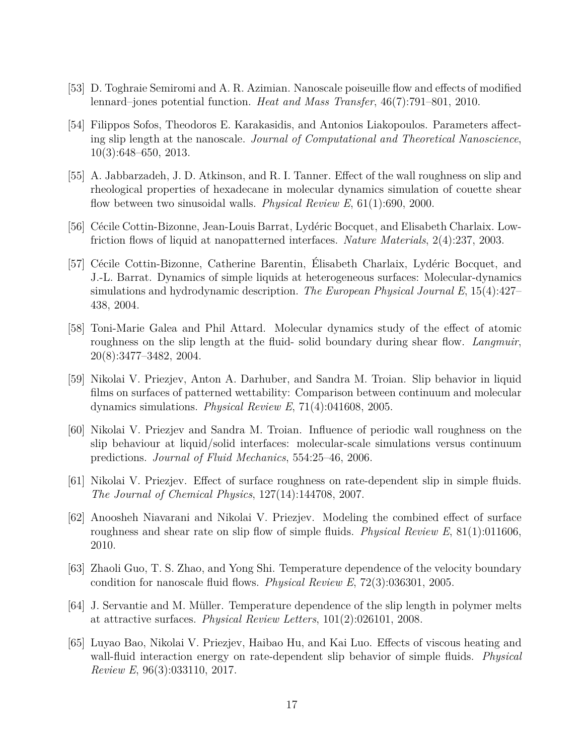[53] D. Toghraie Semiromi and A. R. Azimian. Nanoscale poiseuille flow and effects of modified lennard–jones potential function. *Heat and Mass Transfer*, 46(7):791–801, 2010.

[54] Filippos Sofos, Theodoros E. Karakasidis, and Antonios Liakopoulos. Parameters affecting slip length at the nanoscale. *Journal of Computational and Theoretical Nanoscience*, 10(3):648–650, 2013.

[55] A. Jabbarzadeh, J. D. Atkinson, and R. I. Tanner. Effect of the wall roughness on slip and rheological properties of hexadecane in molecular dynamics simulation of couette shear flow between two sinusoidal walls. *Physical Review E*, 61(1):690, 2000.

[56] Cécile Cottin-Bizonne, Jean-Louis Barrat, Lydéric Bocquet, and Elisabeth Charlaix. Low-friction flows of liquid at nanopatterned interfaces. *Nature Materials*, 2(4):237, 2003.

[57] Cécile Cottin-Bizonne, Catherine Barentin, Élisabeth Charlaix, Lydéric Bocquet, and J.-L. Barrat. Dynamics of simple liquids at heterogeneous surfaces: Molecular-dynamics simulations and hydrodynamic description. *The European Physical Journal E*, 15(4):427–438, 2004.

[58] Toni-Marie Galea and Phil Attard. Molecular dynamics study of the effect of atomic roughness on the slip length at the fluid- solid boundary during shear flow. *Langmuir*, 20(8):3477–3482, 2004.

[59] Nikolai V. Priezjev, Anton A. Darhuber, and Sandra M. Troian. Slip behavior in liquid films on surfaces of patterned wettability: Comparison between continuum and molecular dynamics simulations. *Physical Review E*, 71(4):041608, 2005.

[60] Nikolai V. Priezjev and Sandra M. Troian. Influence of periodic wall roughness on the slip behaviour at liquid/solid interfaces: molecular-scale simulations versus continuum predictions. *Journal of Fluid Mechanics*, 554:25–46, 2006.

[61] Nikolai V. Priezjev. Effect of surface roughness on rate-dependent slip in simple fluids. *The Journal of Chemical Physics*, 127(14):144708, 2007.

[62] Anoosheh Niavarani and Nikolai V. Priezjev. Modeling the combined effect of surface roughness and shear rate on slip flow of simple fluids. *Physical Review E*, 81(1):011606, 2010.

[63] Zhaoli Guo, T. S. Zhao, and Yong Shi. Temperature dependence of the velocity boundary condition for nanoscale fluid flows. *Physical Review E*, 72(3):036301, 2005.

[64] J. Servantie and M. Müller. Temperature dependence of the slip length in polymer melts at attractive surfaces. *Physical Review Letters*, 101(2):026101, 2008.

[65] Luyao Bao, Nikolai V. Priezjev, Haibao Hu, and Kai Luo. Effects of viscous heating and wall-fluid interaction energy on rate-dependent slip behavior of simple fluids. *Physical Review E*, 96(3):033110, 2017.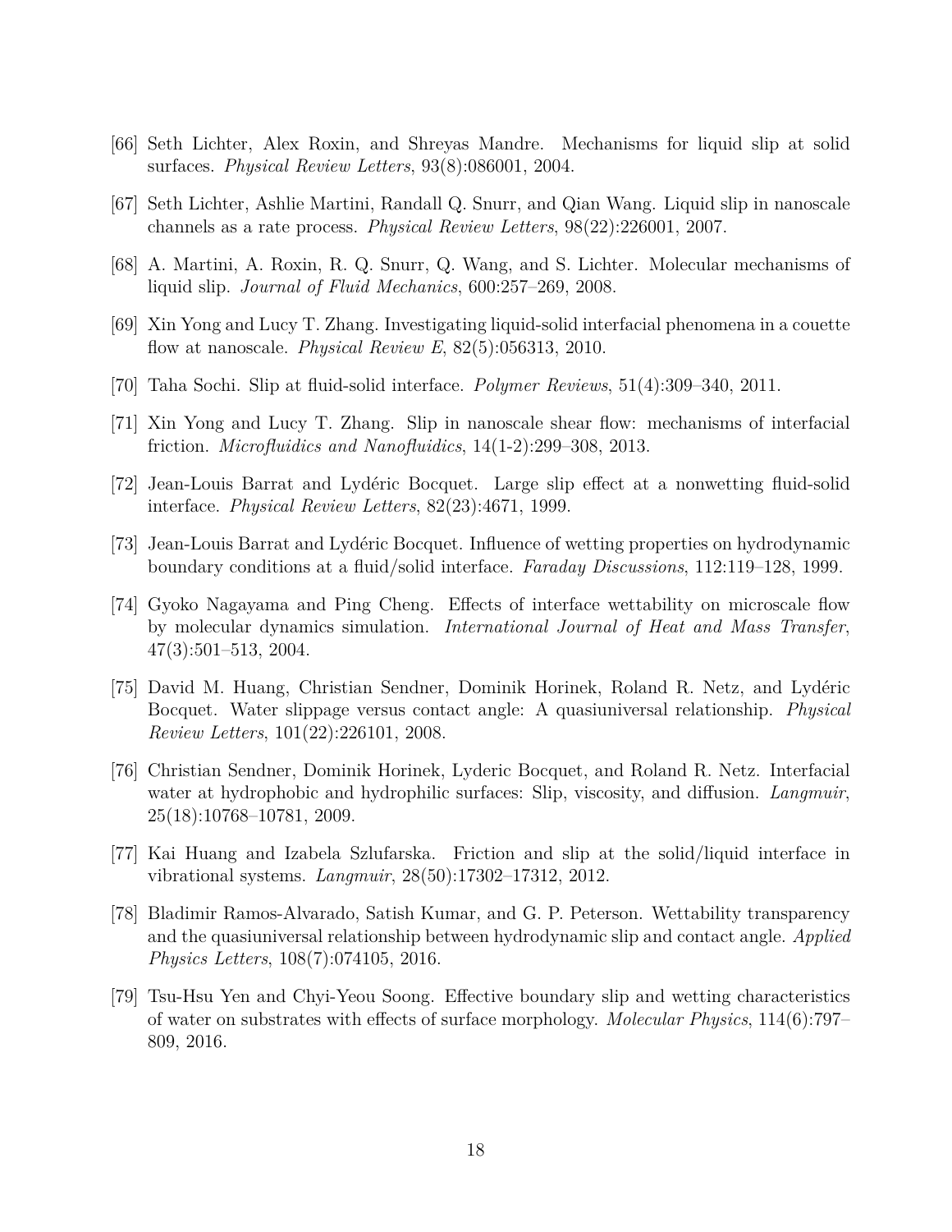[66] Seth Lichter, Alex Roxin, and Shreyas Mandre. Mechanisms for liquid slip at solid surfaces. *Physical Review Letters*, 93(8):086001, 2004.

[67] Seth Lichter, Ashlie Martini, Randall Q. Snurr, and Qian Wang. Liquid slip in nanoscale channels as a rate process. *Physical Review Letters*, 98(22):226001, 2007.

[68] A. Martini, A. Roxin, R. Q. Snurr, Q. Wang, and S. Lichter. Molecular mechanisms of liquid slip. *Journal of Fluid Mechanics*, 600:257–269, 2008.

[69] Xin Yong and Lucy T. Zhang. Investigating liquid-solid interfacial phenomena in a couette flow at nanoscale. *Physical Review E*, 82(5):056313, 2010.

[70] Taha Sochi. Slip at fluid-solid interface. *Polymer Reviews*, 51(4):309–340, 2011.

[71] Xin Yong and Lucy T. Zhang. Slip in nanoscale shear flow: mechanisms of interfacial friction. *Microfluidics and Nanofluidics*, 14(1-2):299–308, 2013.

[72] Jean-Louis Barrat and Lydéric Bocquet. Large slip effect at a nonwetting fluid-solid interface. *Physical Review Letters*, 82(23):4671, 1999.

[73] Jean-Louis Barrat and Lydéric Bocquet. Influence of wetting properties on hydrodynamic boundary conditions at a fluid/solid interface. *Faraday Discussions*, 112:119–128, 1999.

[74] Gyoko Nagayama and Ping Cheng. Effects of interface wettability on microscale flow by molecular dynamics simulation. *International Journal of Heat and Mass Transfer*, 47(3):501–513, 2004.

[75] David M. Huang, Christian Sendner, Dominik Horinek, Roland R. Netz, and Lydéric Bocquet. Water slippage versus contact angle: A quasiuniversal relationship. *Physical Review Letters*, 101(22):226101, 2008.

[76] Christian Sendner, Dominik Horinek, Lyderic Bocquet, and Roland R. Netz. Interfacial water at hydrophobic and hydrophilic surfaces: Slip, viscosity, and diffusion. *Langmuir*, 25(18):10768–10781, 2009.

[77] Kai Huang and Izabela Szlufarska. Friction and slip at the solid/liquid interface in vibrational systems. *Langmuir*, 28(50):17302–17312, 2012.

[78] Bladimir Ramos-Alvarado, Satish Kumar, and G. P. Peterson. Wettability transparency and the quasiuniversal relationship between hydrodynamic slip and contact angle. *Applied Physics Letters*, 108(7):074105, 2016.

[79] Tsu-Hsu Yen and Chyi-Yeou Soong. Effective boundary slip and wetting characteristics of water on substrates with effects of surface morphology. *Molecular Physics*, 114(6):797–809, 2016.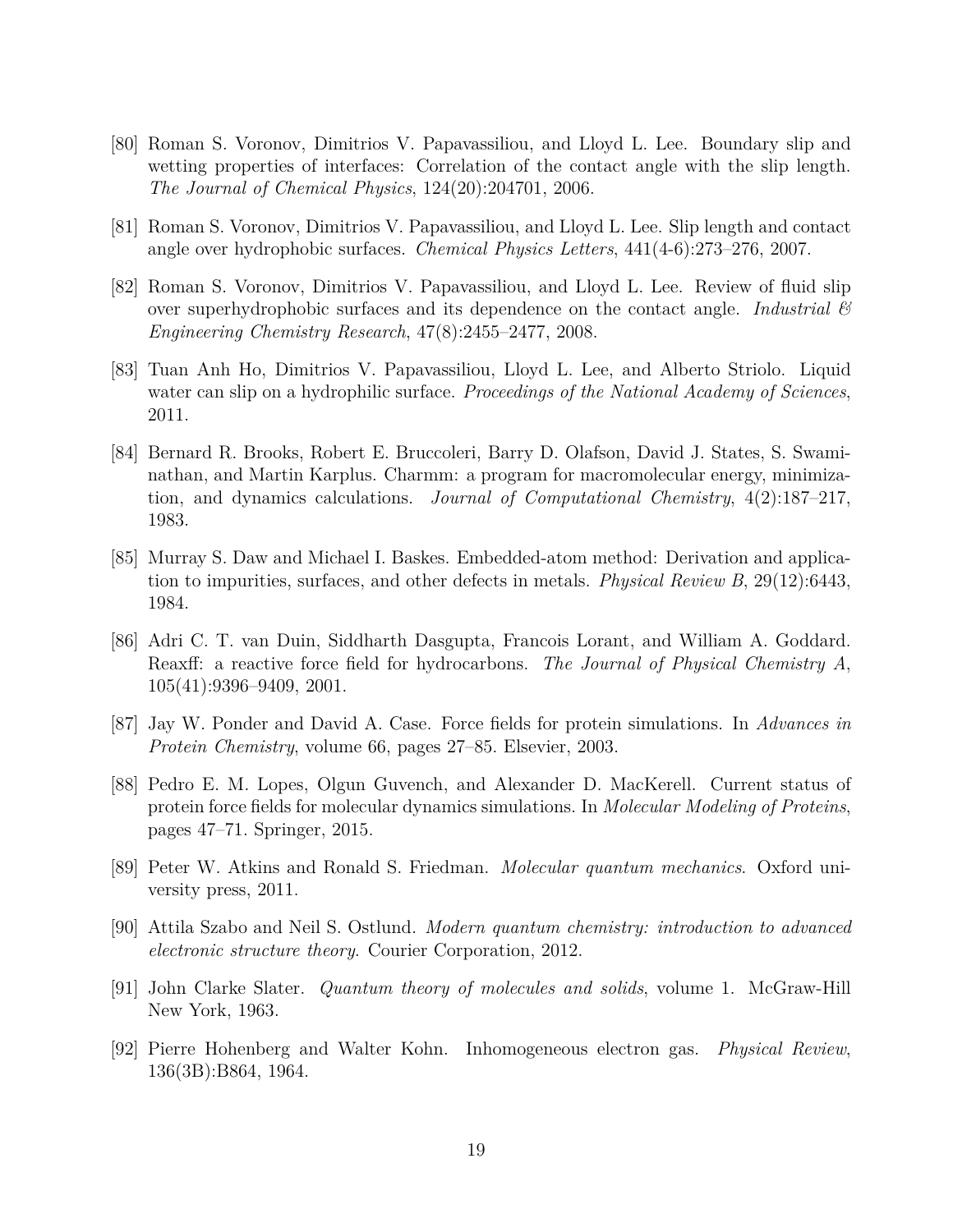[80] Roman S. Voronov, Dimitrios V. Papavassiliou, and Lloyd L. Lee. Boundary slip and wetting properties of interfaces: Correlation of the contact angle with the slip length. *The Journal of Chemical Physics*, 124(20):204701, 2006.

[81] Roman S. Voronov, Dimitrios V. Papavassiliou, and Lloyd L. Lee. Slip length and contact angle over hydrophobic surfaces. *Chemical Physics Letters*, 441(4-6):273–276, 2007.

[82] Roman S. Voronov, Dimitrios V. Papavassiliou, and Lloyd L. Lee. Review of fluid slip over superhydrophobic surfaces and its dependence on the contact angle. *Industrial & Engineering Chemistry Research*, 47(8):2455–2477, 2008.

[83] Tuan Anh Ho, Dimitrios V. Papavassiliou, Lloyd L. Lee, and Alberto Striolo. Liquid water can slip on a hydrophilic surface. *Proceedings of the National Academy of Sciences*, 2011.

[84] Bernard R. Brooks, Robert E. Bruccoleri, Barry D. Olafson, David J. States, S. Swaminathan, and Martin Karplus. Charmm: a program for macromolecular energy, minimization, and dynamics calculations. *Journal of Computational Chemistry*, 4(2):187–217, 1983.

[85] Murray S. Daw and Michael I. Baskes. Embedded-atom method: Derivation and application to impurities, surfaces, and other defects in metals. *Physical Review B*, 29(12):6443, 1984.

[86] Adri C. T. van Duin, Siddharth Dasgupta, Francois Lorant, and William A. Goddard. Reaxff: a reactive force field for hydrocarbons. *The Journal of Physical Chemistry A*, 105(41):9396–9409, 2001.

[87] Jay W. Ponder and David A. Case. Force fields for protein simulations. In *Advances in Protein Chemistry*, volume 66, pages 27–85. Elsevier, 2003.

[88] Pedro E. M. Lopes, Olgun Guvench, and Alexander D. MacKerell. Current status of protein force fields for molecular dynamics simulations. In *Molecular Modeling of Proteins*, pages 47–71. Springer, 2015.

[89] Peter W. Atkins and Ronald S. Friedman. *Molecular quantum mechanics*. Oxford university press, 2011.

[90] Attila Szabo and Neil S. Ostlund. *Modern quantum chemistry: introduction to advanced electronic structure theory*. Courier Corporation, 2012.

[91] John Clarke Slater. *Quantum theory of molecules and solids*, volume 1. McGraw-Hill New York, 1963.

[92] Pierre Hohenberg and Walter Kohn. Inhomogeneous electron gas. *Physical Review*, 136(3B):B864, 1964.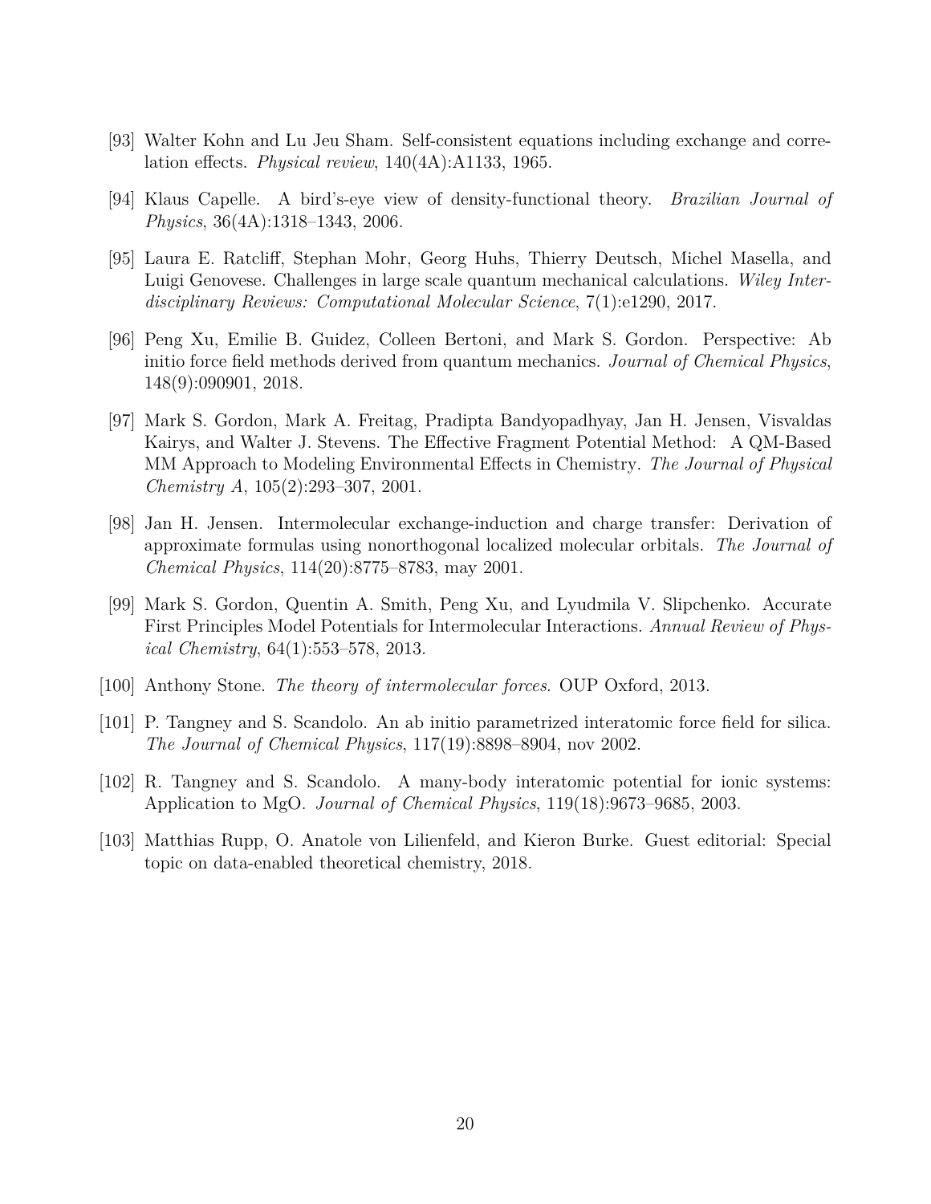[93] Walter Kohn and Lu Jeu Sham. Self-consistent equations including exchange and correlation effects. *Physical review*, 140(4A):A1133, 1965.

[94] Klaus Capelle. A bird's-eye view of density-functional theory. *Brazilian Journal of Physics*, 36(4A):1318–1343, 2006.

[95] Laura E. Ratcliff, Stephan Mohr, Georg Huhs, Thierry Deutsch, Michel Masella, and Luigi Genovese. Challenges in large scale quantum mechanical calculations. *Wiley Interdisciplinary Reviews: Computational Molecular Science*, 7(1):e1290, 2017.

[96] Peng Xu, Emilie B. Guidez, Colleen Bertoni, and Mark S. Gordon. Perspective: Ab initio force field methods derived from quantum mechanics. *Journal of Chemical Physics*, 148(9):090901, 2018.

[97] Mark S. Gordon, Mark A. Freitag, Pradipta Bandyopadhyay, Jan H. Jensen, Visvaldas Kairys, and Walter J. Stevens. The Effective Fragment Potential Method: A QM-Based MM Approach to Modeling Environmental Effects in Chemistry. *The Journal of Physical Chemistry A*, 105(2):293–307, 2001.

[98] Jan H. Jensen. Intermolecular exchange-induction and charge transfer: Derivation of approximate formulas using nonorthogonal localized molecular orbitals. *The Journal of Chemical Physics*, 114(20):8775–8783, may 2001.

[99] Mark S. Gordon, Quentin A. Smith, Peng Xu, and Lyudmila V. Slipchenko. Accurate First Principles Model Potentials for Intermolecular Interactions. *Annual Review of Physical Chemistry*, 64(1):553–578, 2013.

[100] Anthony Stone. *The theory of intermolecular forces*. OUP Oxford, 2013.

[101] P. Tangney and S. Scandolo. An ab initio parametrized interatomic force field for silica. *The Journal of Chemical Physics*, 117(19):8898–8904, nov 2002.

[102] R. Tangney and S. Scandolo. A many-body interatomic potential for ionic systems: Application to MgO. *Journal of Chemical Physics*, 119(18):9673–9685, 2003.

[103] Matthias Rupp, O. Anatole von Lilienfeld, and Kieron Burke. Guest editorial: Special topic on data-enabled theoretical chemistry, 2018.